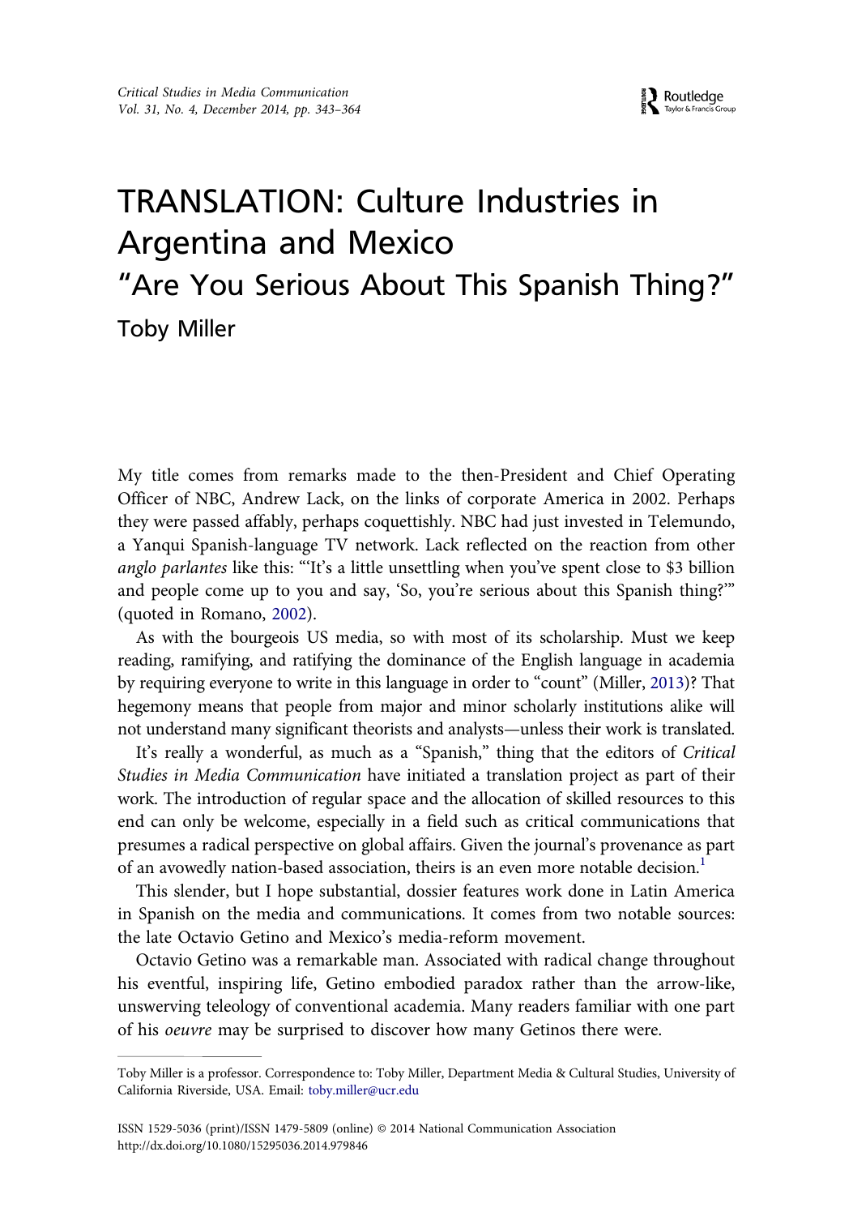# TRANSLATION: Culture Industries in Argentina and Mexico

## "Are You Serious About This Spanish Thing?"

Toby Miller

My title comes from remarks made to the then-President and Chief Operating Officer of NBC, Andrew Lack, on the links of corporate America in 2002. Perhaps they were passed affably, perhaps coquettishly. NBC had just invested in Telemundo, a Yanqui Spanish-language TV network. Lack reflected on the reaction from other *anglo parlantes* like this: "'It's a little unsettling when you've spent close to $3 billion and people come up to you and say, 'So, you're serious about this Spanish thing?'" (quoted in Romano, 2002).

As with the bourgeois US media, so with most of its scholarship. Must we keep reading, ramifying, and ratifying the dominance of the English language in academia by requiring everyone to write in this language in order to "count" (Miller, 2013)? That hegemony means that people from major and minor scholarly institutions alike will not understand many significant theorists and analysts—unless their work is translated.

It's really a wonderful, as much as a "Spanish," thing that the editors of *Critical Studies in Media Communication* have initiated a translation project as part of their work. The introduction of regular space and the allocation of skilled resources to this end can only be welcome, especially in a field such as critical communications that presumes a radical perspective on global affairs. Given the journal's provenance as part of an avowedly nation-based association, theirs is an even more notable decision.[1]

This slender, but I hope substantial, dossier features work done in Latin America in Spanish on the media and communications. It comes from two notable sources: the late Octavio Getino and Mexico's media-reform movement.

Octavio Getino was a remarkable man. Associated with radical change throughout his eventful, inspiring life, Getino embodied paradox rather than the arrow-like, unswerving teleology of conventional academia. Many readers familiar with one part of his *oeuvre* may be surprised to discover how many Getinos there were.

---

Toby Miller is a professor. Correspondence to: Toby Miller, Department Media & Cultural Studies, University of California Riverside, USA. Email: toby.miller@ucr.edu

ISSN 1529-5036 (print)/ISSN 1479-5809 (online) © 2014 National Communication Association
http://dx.doi.org/10.1080/15295036.2014.979846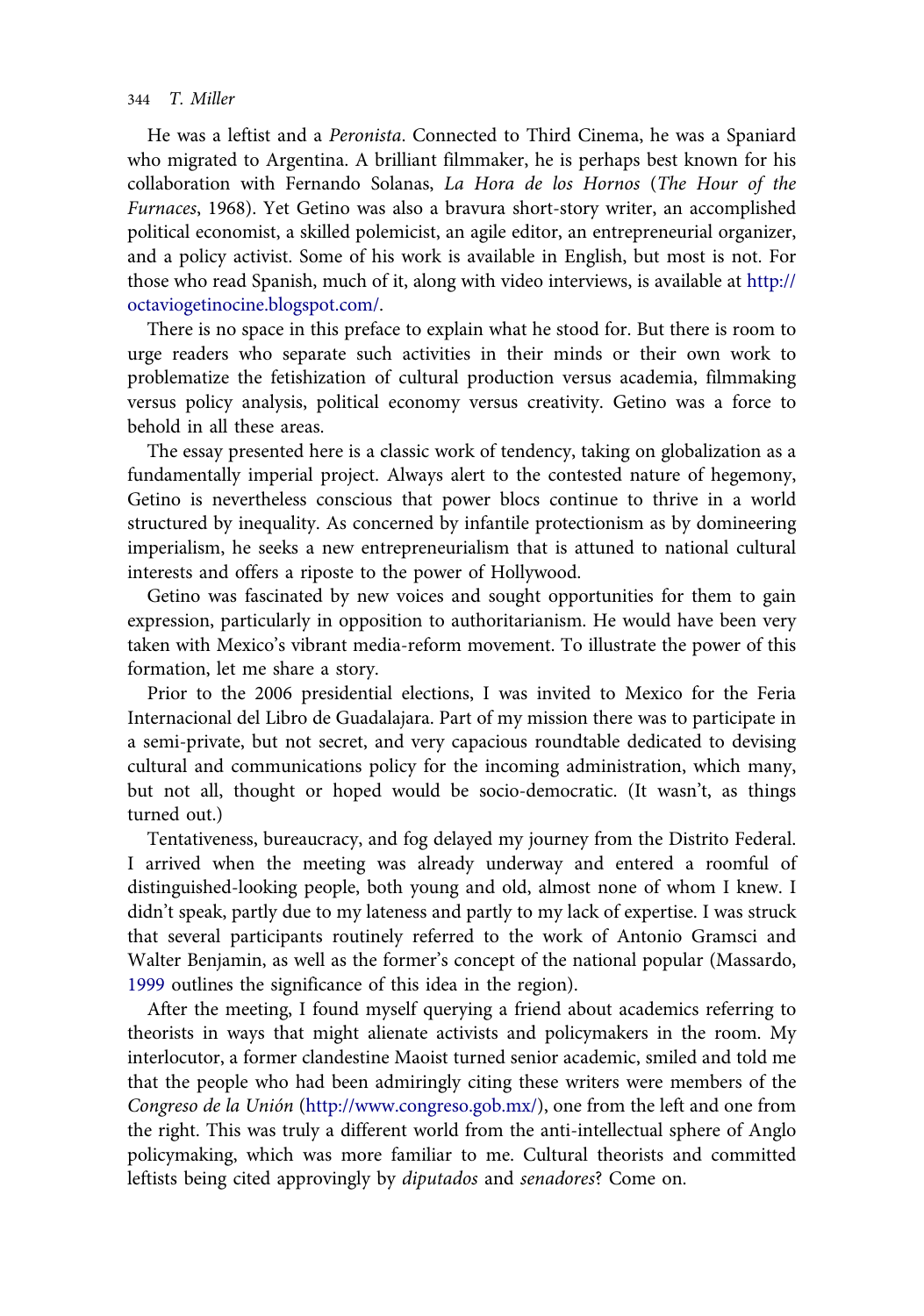He was a leftist and a *Peronista*. Connected to Third Cinema, he was a Spaniard who migrated to Argentina. A brilliant filmmaker, he is perhaps best known for his collaboration with Fernando Solanas, *La Hora de los Hornos* (*The Hour of the Furnaces*, 1968). Yet Getino was also a bravura short-story writer, an accomplished political economist, a skilled polemicist, an agile editor, an entrepreneurial organizer, and a policy activist. Some of his work is available in English, but most is not. For those who read Spanish, much of it, along with video interviews, is available at http://octaviogetinocine.blogspot.com/.

There is no space in this preface to explain what he stood for. But there is room to urge readers who separate such activities in their minds or their own work to problematize the fetishization of cultural production versus academia, filmmaking versus policy analysis, political economy versus creativity. Getino was a force to behold in all these areas.

The essay presented here is a classic work of tendency, taking on globalization as a fundamentally imperial project. Always alert to the contested nature of hegemony, Getino is nevertheless conscious that power blocs continue to thrive in a world structured by inequality. As concerned by infantile protectionism as by domineering imperialism, he seeks a new entrepreneurialism that is attuned to national cultural interests and offers a riposte to the power of Hollywood.

Getino was fascinated by new voices and sought opportunities for them to gain expression, particularly in opposition to authoritarianism. He would have been very taken with Mexico's vibrant media-reform movement. To illustrate the power of this formation, let me share a story.

Prior to the 2006 presidential elections, I was invited to Mexico for the Feria Internacional del Libro de Guadalajara. Part of my mission there was to participate in a semi-private, but not secret, and very capacious roundtable dedicated to devising cultural and communications policy for the incoming administration, which many, but not all, thought or hoped would be socio-democratic. (It wasn't, as things turned out.)

Tentativeness, bureaucracy, and fog delayed my journey from the Distrito Federal. I arrived when the meeting was already underway and entered a roomful of distinguished-looking people, both young and old, almost none of whom I knew. I didn't speak, partly due to my lateness and partly to my lack of expertise. I was struck that several participants routinely referred to the work of Antonio Gramsci and Walter Benjamin, as well as the former's concept of the national popular (Massardo, 1999 outlines the significance of this idea in the region).

After the meeting, I found myself querying a friend about academics referring to theorists in ways that might alienate activists and policymakers in the room. My interlocutor, a former clandestine Maoist turned senior academic, smiled and told me that the people who had been admiringly citing these writers were members of the *Congreso de la Unión* (http://www.congreso.gob.mx/), one from the left and one from the right. This was truly a different world from the anti-intellectual sphere of Anglo policymaking, which was more familiar to me. Cultural theorists and committed leftists being cited approvingly by *diputados* and *senadores*? Come on.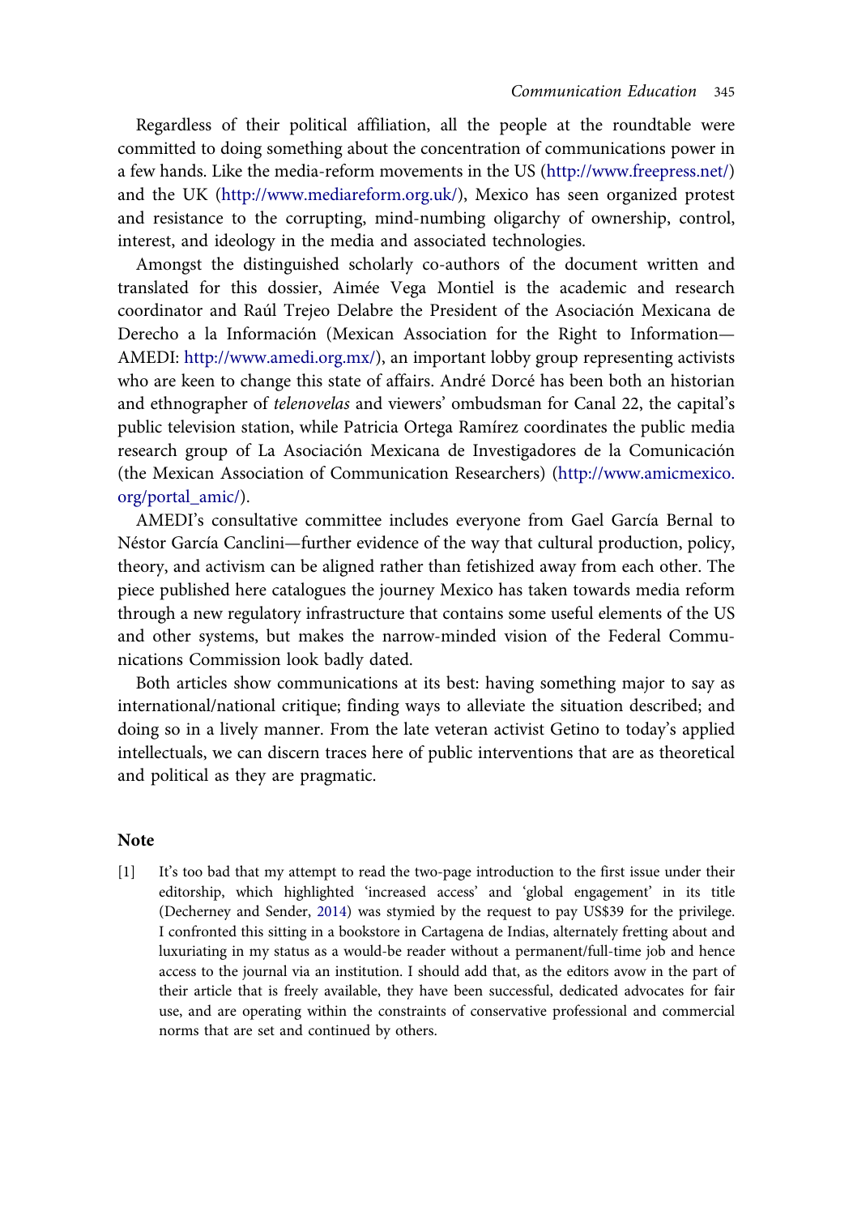Regardless of their political affiliation, all the people at the roundtable were committed to doing something about the concentration of communications power in a few hands. Like the media-reform movements in the US (http://www.freepress.net/) and the UK (http://www.mediareform.org.uk/), Mexico has seen organized protest and resistance to the corrupting, mind-numbing oligarchy of ownership, control, interest, and ideology in the media and associated technologies.

Amongst the distinguished scholarly co-authors of the document written and translated for this dossier, Aimée Vega Montiel is the academic and research coordinator and Raúl Trejeo Delabre the President of the Asociación Mexicana de Derecho a la Información (Mexican Association for the Right to Information—AMEDI: http://www.amedi.org.mx/), an important lobby group representing activists who are keen to change this state of affairs. André Dorcé has been both an historian and ethnographer of *telenovelas* and viewers' ombudsman for Canal 22, the capital's public television station, while Patricia Ortega Ramírez coordinates the public media research group of La Asociación Mexicana de Investigadores de la Comunicación (the Mexican Association of Communication Researchers) (http://www.amicmexico.org/portal_amic/).

AMEDI's consultative committee includes everyone from Gael García Bernal to Néstor García Canclini—further evidence of the way that cultural production, policy, theory, and activism can be aligned rather than fetishized away from each other. The piece published here catalogues the journey Mexico has taken towards media reform through a new regulatory infrastructure that contains some useful elements of the US and other systems, but makes the narrow-minded vision of the Federal Communications Commission look badly dated.

Both articles show communications at its best: having something major to say as international/national critique; finding ways to alleviate the situation described; and doing so in a lively manner. From the late veteran activist Getino to today's applied intellectuals, we can discern traces here of public interventions that are as theoretical and political as they are pragmatic.

## Note

[1] It's too bad that my attempt to read the two-page introduction to the first issue under their editorship, which highlighted 'increased access' and 'global engagement' in its title (Decherney and Sender, 2014) was stymied by the request to pay US$39 for the privilege. I confronted this sitting in a bookstore in Cartagena de Indias, alternately fretting about and luxuriating in my status as a would-be reader without a permanent/full-time job and hence access to the journal via an institution. I should add that, as the editors avow in the part of their article that is freely available, they have been successful, dedicated advocates for fair use, and are operating within the constraints of conservative professional and commercial norms that are set and continued by others.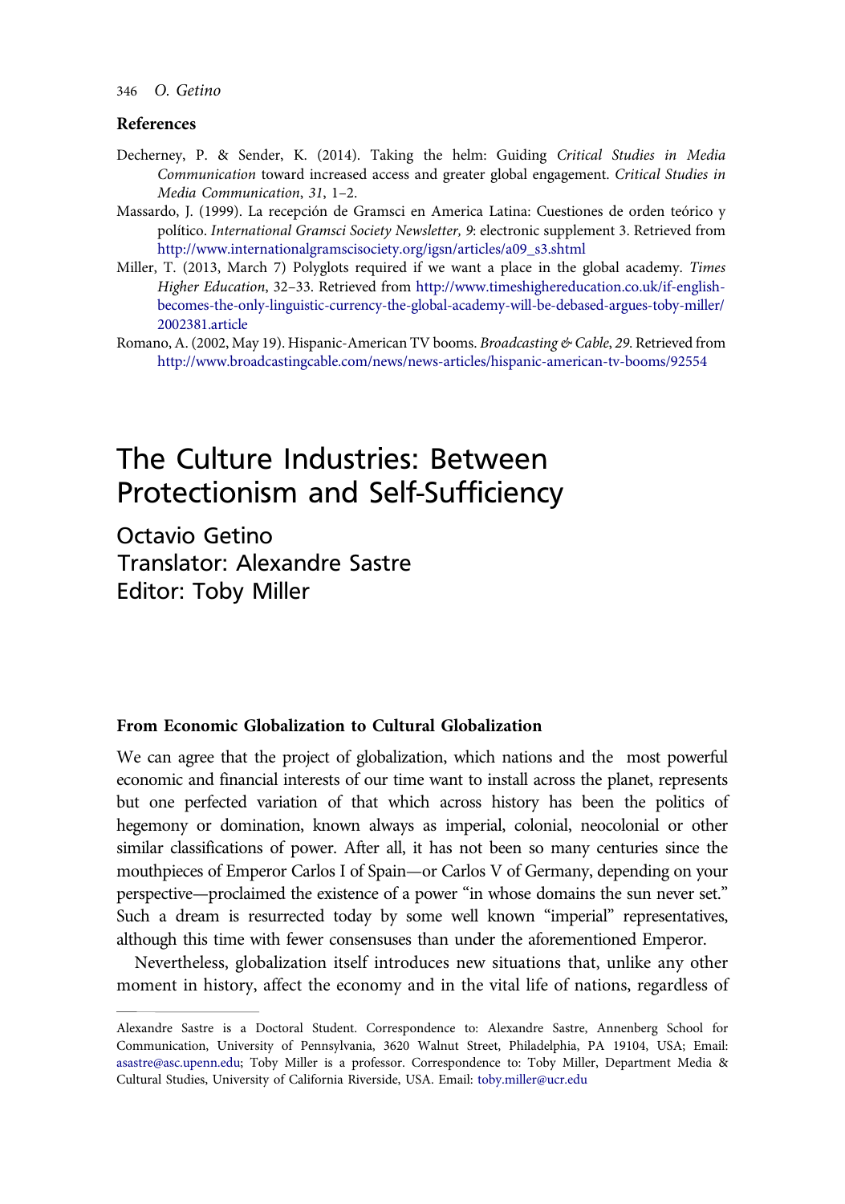## References

Decherney, P. & Sender, K. (2014). Taking the helm: Guiding *Critical Studies in Media Communication* toward increased access and greater global engagement. *Critical Studies in Media Communication*, *31*, 1–2.

Massardo, J. (1999). La recepción de Gramsci en America Latina: Cuestiones de orden teórico y político. *International Gramsci Society Newsletter, 9*: electronic supplement 3. Retrieved from http://www.internationalgramscisociety.org/igsn/articles/a09_s3.shtml

Miller, T. (2013, March 7) Polyglots required if we want a place in the global academy. *Times Higher Education*, 32–33. Retrieved from http://www.timeshighereducation.co.uk/if-english-becomes-the-only-linguistic-currency-the-global-academy-will-be-debased-argues-toby-miller/2002381.article

Romano, A. (2002, May 19). Hispanic-American TV booms. *Broadcasting & Cable*, *29*. Retrieved from http://www.broadcastingcable.com/news/news-articles/hispanic-american-tv-booms/92554

# The Culture Industries: Between Protectionism and Self-Sufficiency

Octavio Getino
Translator: Alexandre Sastre
Editor: Toby Miller

### From Economic Globalization to Cultural Globalization

We can agree that the project of globalization, which nations and the most powerful economic and financial interests of our time want to install across the planet, represents but one perfected variation of that which across history has been the politics of hegemony or domination, known always as imperial, colonial, neocolonial or other similar classifications of power. After all, it has not been so many centuries since the mouthpieces of Emperor Carlos I of Spain—or Carlos V of Germany, depending on your perspective—proclaimed the existence of a power "in whose domains the sun never set." Such a dream is resurrected today by some well known "imperial" representatives, although this time with fewer consensuses than under the aforementioned Emperor.

Nevertheless, globalization itself introduces new situations that, unlike any other moment in history, affect the economy and in the vital life of nations, regardless of

Alexandre Sastre is a Doctoral Student. Correspondence to: Alexandre Sastre, Annenberg School for Communication, University of Pennsylvania, 3620 Walnut Street, Philadelphia, PA 19104, USA; Email: asastre@asc.upenn.edu; Toby Miller is a professor. Correspondence to: Toby Miller, Department Media & Cultural Studies, University of California Riverside, USA. Email: toby.miller@ucr.edu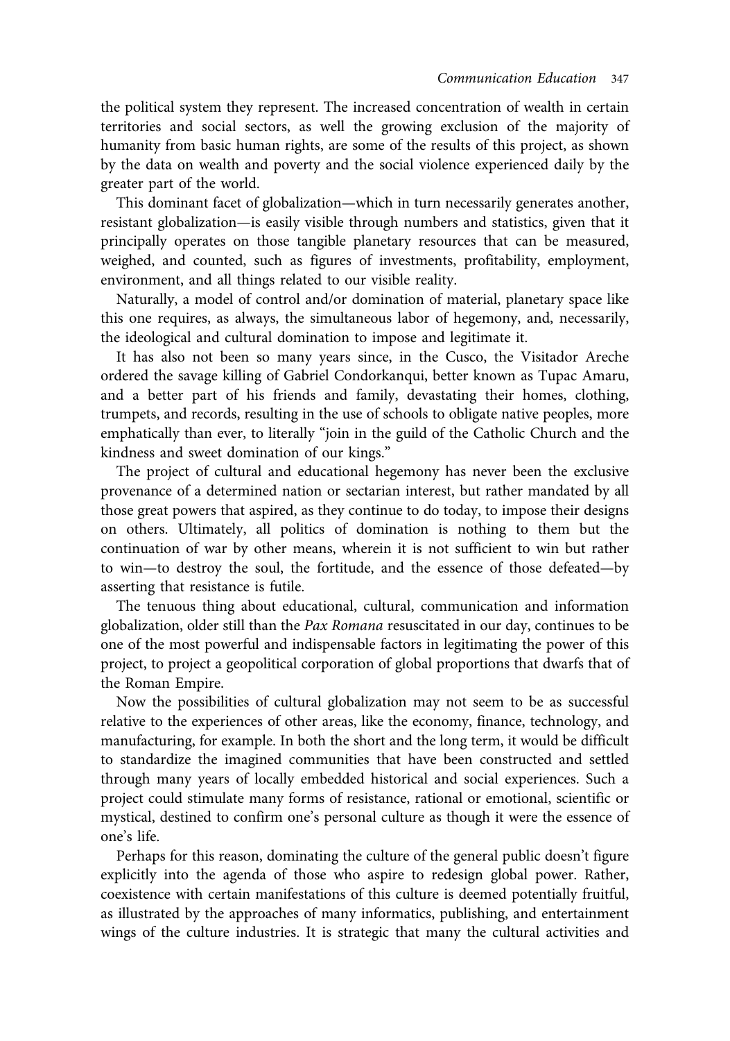the political system they represent. The increased concentration of wealth in certain territories and social sectors, as well the growing exclusion of the majority of humanity from basic human rights, are some of the results of this project, as shown by the data on wealth and poverty and the social violence experienced daily by the greater part of the world.

This dominant facet of globalization—which in turn necessarily generates another, resistant globalization—is easily visible through numbers and statistics, given that it principally operates on those tangible planetary resources that can be measured, weighed, and counted, such as figures of investments, profitability, employment, environment, and all things related to our visible reality.

Naturally, a model of control and/or domination of material, planetary space like this one requires, as always, the simultaneous labor of hegemony, and, necessarily, the ideological and cultural domination to impose and legitimate it.

It has also not been so many years since, in the Cusco, the Visitador Areche ordered the savage killing of Gabriel Condorkanqui, better known as Tupac Amaru, and a better part of his friends and family, devastating their homes, clothing, trumpets, and records, resulting in the use of schools to obligate native peoples, more emphatically than ever, to literally "join in the guild of the Catholic Church and the kindness and sweet domination of our kings."

The project of cultural and educational hegemony has never been the exclusive provenance of a determined nation or sectarian interest, but rather mandated by all those great powers that aspired, as they continue to do today, to impose their designs on others. Ultimately, all politics of domination is nothing to them but the continuation of war by other means, wherein it is not sufficient to win but rather to win—to destroy the soul, the fortitude, and the essence of those defeated—by asserting that resistance is futile.

The tenuous thing about educational, cultural, communication and information globalization, older still than the *Pax Romana* resuscitated in our day, continues to be one of the most powerful and indispensable factors in legitimating the power of this project, to project a geopolitical corporation of global proportions that dwarfs that of the Roman Empire.

Now the possibilities of cultural globalization may not seem to be as successful relative to the experiences of other areas, like the economy, finance, technology, and manufacturing, for example. In both the short and the long term, it would be difficult to standardize the imagined communities that have been constructed and settled through many years of locally embedded historical and social experiences. Such a project could stimulate many forms of resistance, rational or emotional, scientific or mystical, destined to confirm one's personal culture as though it were the essence of one's life.

Perhaps for this reason, dominating the culture of the general public doesn't figure explicitly into the agenda of those who aspire to redesign global power. Rather, coexistence with certain manifestations of this culture is deemed potentially fruitful, as illustrated by the approaches of many informatics, publishing, and entertainment wings of the culture industries. It is strategic that many the cultural activities and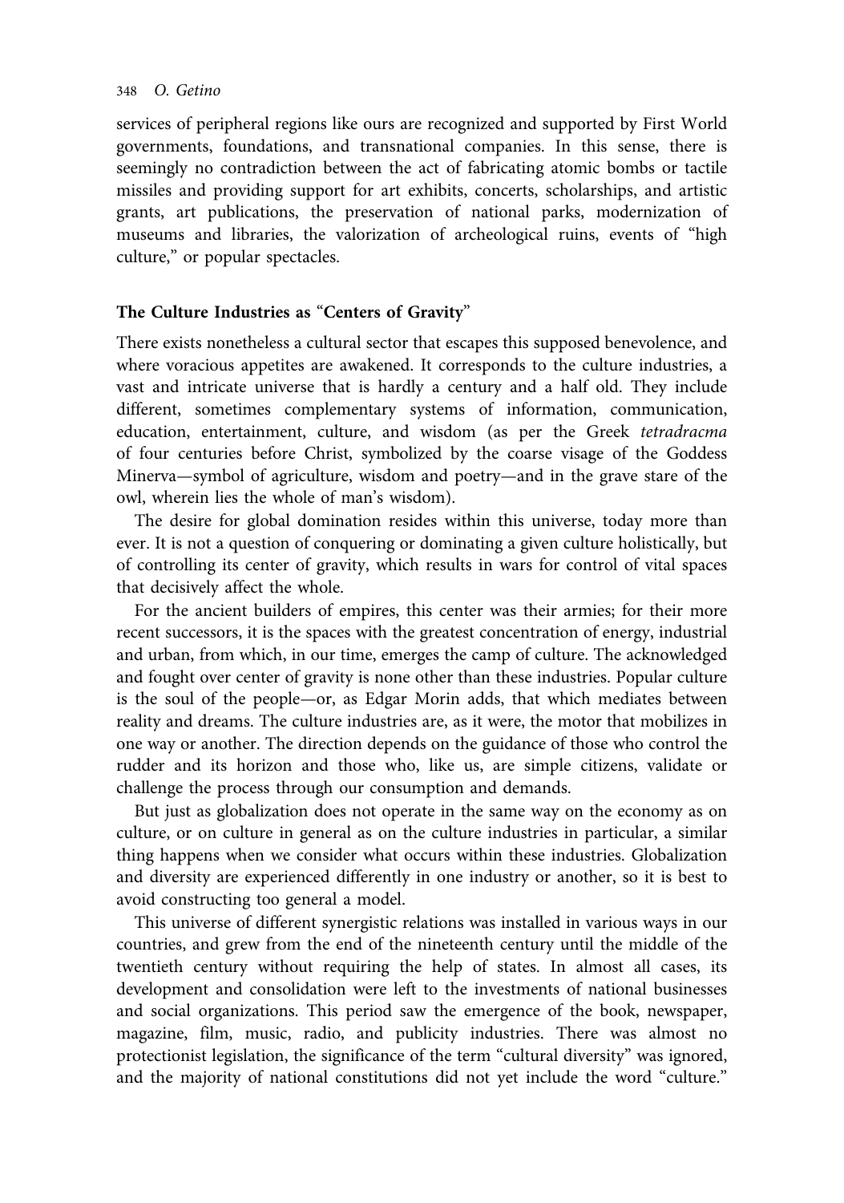services of peripheral regions like ours are recognized and supported by First World governments, foundations, and transnational companies. In this sense, there is seemingly no contradiction between the act of fabricating atomic bombs or tactile missiles and providing support for art exhibits, concerts, scholarships, and artistic grants, art publications, the preservation of national parks, modernization of museums and libraries, the valorization of archeological ruins, events of "high culture," or popular spectacles.

## The Culture Industries as "Centers of Gravity"

There exists nonetheless a cultural sector that escapes this supposed benevolence, and where voracious appetites are awakened. It corresponds to the culture industries, a vast and intricate universe that is hardly a century and a half old. They include different, sometimes complementary systems of information, communication, education, entertainment, culture, and wisdom (as per the Greek *tetradracma* of four centuries before Christ, symbolized by the coarse visage of the Goddess Minerva—symbol of agriculture, wisdom and poetry—and in the grave stare of the owl, wherein lies the whole of man's wisdom).

The desire for global domination resides within this universe, today more than ever. It is not a question of conquering or dominating a given culture holistically, but of controlling its center of gravity, which results in wars for control of vital spaces that decisively affect the whole.

For the ancient builders of empires, this center was their armies; for their more recent successors, it is the spaces with the greatest concentration of energy, industrial and urban, from which, in our time, emerges the camp of culture. The acknowledged and fought over center of gravity is none other than these industries. Popular culture is the soul of the people—or, as Edgar Morin adds, that which mediates between reality and dreams. The culture industries are, as it were, the motor that mobilizes in one way or another. The direction depends on the guidance of those who control the rudder and its horizon and those who, like us, are simple citizens, validate or challenge the process through our consumption and demands.

But just as globalization does not operate in the same way on the economy as on culture, or on culture in general as on the culture industries in particular, a similar thing happens when we consider what occurs within these industries. Globalization and diversity are experienced differently in one industry or another, so it is best to avoid constructing too general a model.

This universe of different synergistic relations was installed in various ways in our countries, and grew from the end of the nineteenth century until the middle of the twentieth century without requiring the help of states. In almost all cases, its development and consolidation were left to the investments of national businesses and social organizations. This period saw the emergence of the book, newspaper, magazine, film, music, radio, and publicity industries. There was almost no protectionist legislation, the significance of the term "cultural diversity" was ignored, and the majority of national constitutions did not yet include the word "culture."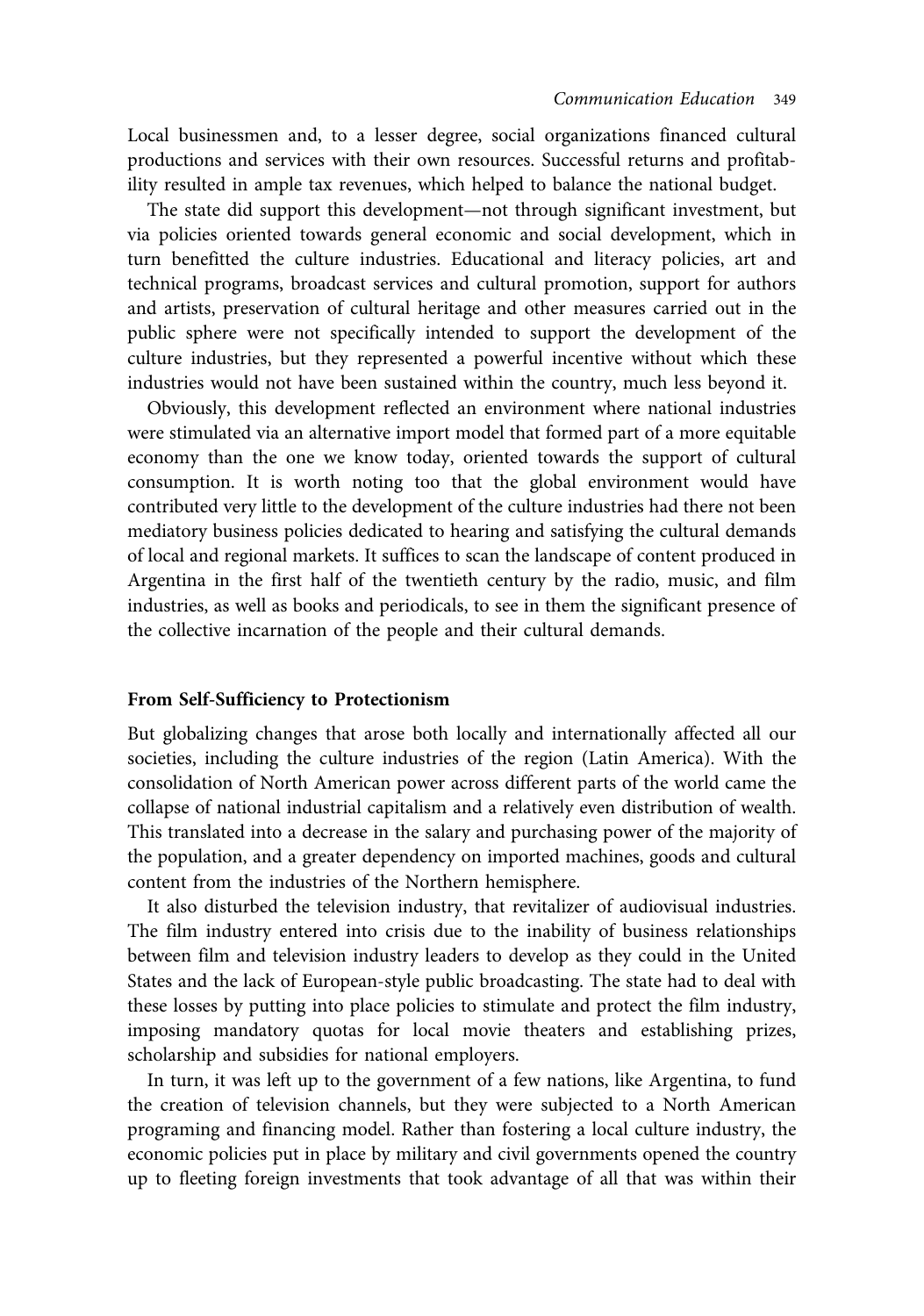Local businessmen and, to a lesser degree, social organizations financed cultural productions and services with their own resources. Successful returns and profitability resulted in ample tax revenues, which helped to balance the national budget.

The state did support this development—not through significant investment, but via policies oriented towards general economic and social development, which in turn benefitted the culture industries. Educational and literacy policies, art and technical programs, broadcast services and cultural promotion, support for authors and artists, preservation of cultural heritage and other measures carried out in the public sphere were not specifically intended to support the development of the culture industries, but they represented a powerful incentive without which these industries would not have been sustained within the country, much less beyond it.

Obviously, this development reflected an environment where national industries were stimulated via an alternative import model that formed part of a more equitable economy than the one we know today, oriented towards the support of cultural consumption. It is worth noting too that the global environment would have contributed very little to the development of the culture industries had there not been mediatory business policies dedicated to hearing and satisfying the cultural demands of local and regional markets. It suffices to scan the landscape of content produced in Argentina in the first half of the twentieth century by the radio, music, and film industries, as well as books and periodicals, to see in them the significant presence of the collective incarnation of the people and their cultural demands.

## From Self-Sufficiency to Protectionism

But globalizing changes that arose both locally and internationally affected all our societies, including the culture industries of the region (Latin America). With the consolidation of North American power across different parts of the world came the collapse of national industrial capitalism and a relatively even distribution of wealth. This translated into a decrease in the salary and purchasing power of the majority of the population, and a greater dependency on imported machines, goods and cultural content from the industries of the Northern hemisphere.

It also disturbed the television industry, that revitalizer of audiovisual industries. The film industry entered into crisis due to the inability of business relationships between film and television industry leaders to develop as they could in the United States and the lack of European-style public broadcasting. The state had to deal with these losses by putting into place policies to stimulate and protect the film industry, imposing mandatory quotas for local movie theaters and establishing prizes, scholarship and subsidies for national employers.

In turn, it was left up to the government of a few nations, like Argentina, to fund the creation of television channels, but they were subjected to a North American programing and financing model. Rather than fostering a local culture industry, the economic policies put in place by military and civil governments opened the country up to fleeting foreign investments that took advantage of all that was within their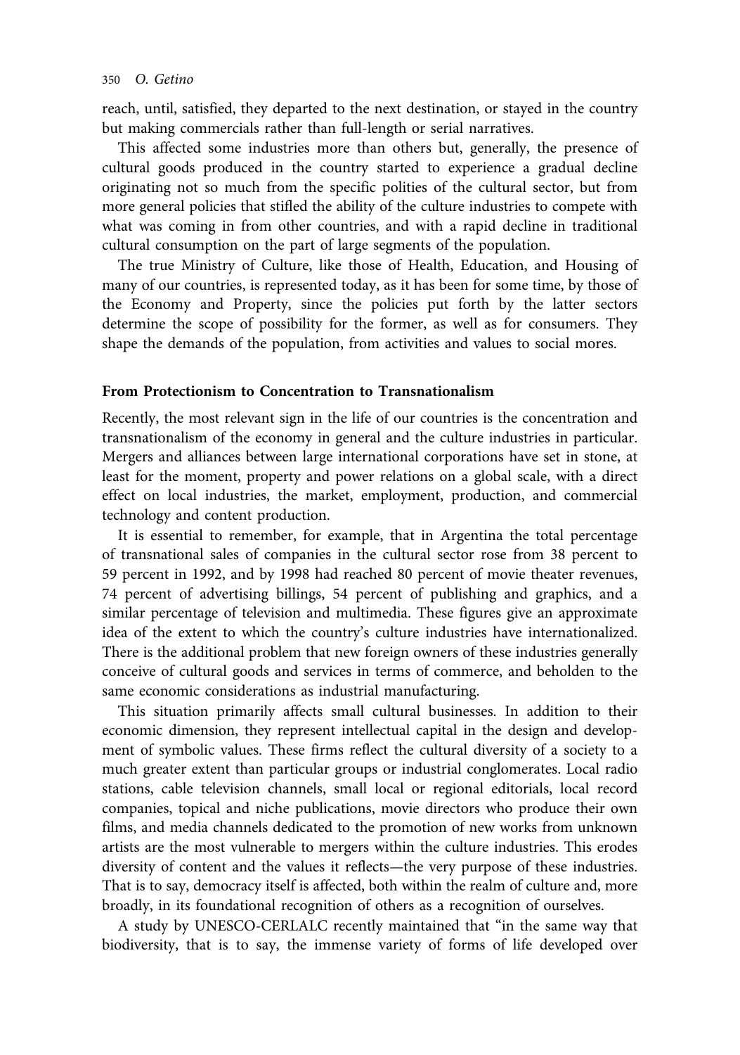reach, until, satisfied, they departed to the next destination, or stayed in the country but making commercials rather than full-length or serial narratives.

This affected some industries more than others but, generally, the presence of cultural goods produced in the country started to experience a gradual decline originating not so much from the specific polities of the cultural sector, but from more general policies that stifled the ability of the culture industries to compete with what was coming in from other countries, and with a rapid decline in traditional cultural consumption on the part of large segments of the population.

The true Ministry of Culture, like those of Health, Education, and Housing of many of our countries, is represented today, as it has been for some time, by those of the Economy and Property, since the policies put forth by the latter sectors determine the scope of possibility for the former, as well as for consumers. They shape the demands of the population, from activities and values to social mores.

## From Protectionism to Concentration to Transnationalism

Recently, the most relevant sign in the life of our countries is the concentration and transnationalism of the economy in general and the culture industries in particular. Mergers and alliances between large international corporations have set in stone, at least for the moment, property and power relations on a global scale, with a direct effect on local industries, the market, employment, production, and commercial technology and content production.

It is essential to remember, for example, that in Argentina the total percentage of transnational sales of companies in the cultural sector rose from 38 percent to 59 percent in 1992, and by 1998 had reached 80 percent of movie theater revenues, 74 percent of advertising billings, 54 percent of publishing and graphics, and a similar percentage of television and multimedia. These figures give an approximate idea of the extent to which the country's culture industries have internationalized. There is the additional problem that new foreign owners of these industries generally conceive of cultural goods and services in terms of commerce, and beholden to the same economic considerations as industrial manufacturing.

This situation primarily affects small cultural businesses. In addition to their economic dimension, they represent intellectual capital in the design and development of symbolic values. These firms reflect the cultural diversity of a society to a much greater extent than particular groups or industrial conglomerates. Local radio stations, cable television channels, small local or regional editorials, local record companies, topical and niche publications, movie directors who produce their own films, and media channels dedicated to the promotion of new works from unknown artists are the most vulnerable to mergers within the culture industries. This erodes diversity of content and the values it reflects—the very purpose of these industries. That is to say, democracy itself is affected, both within the realm of culture and, more broadly, in its foundational recognition of others as a recognition of ourselves.

A study by UNESCO-CERLALC recently maintained that "in the same way that biodiversity, that is to say, the immense variety of forms of life developed over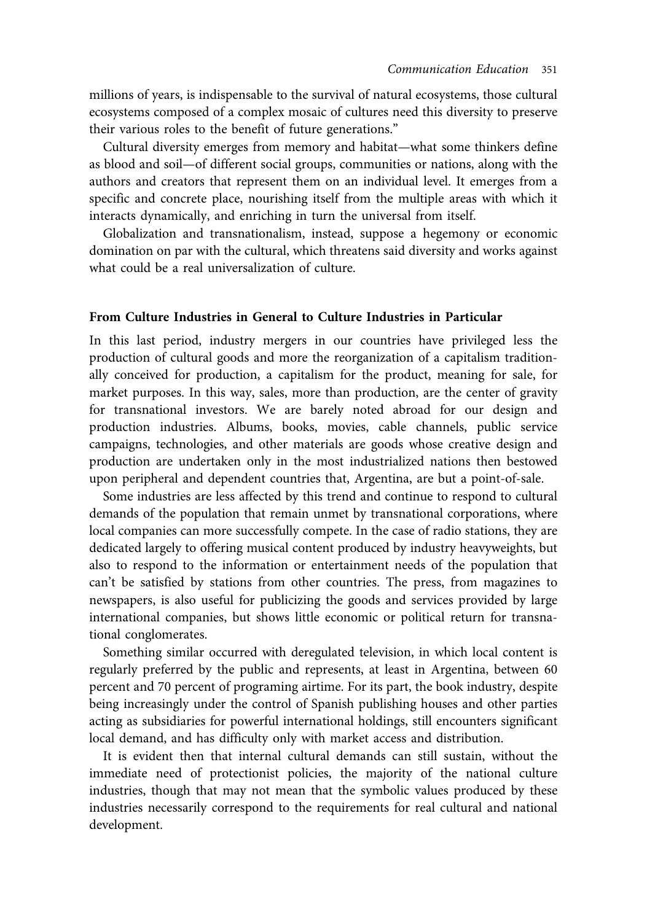millions of years, is indispensable to the survival of natural ecosystems, those cultural ecosystems composed of a complex mosaic of cultures need this diversity to preserve their various roles to the benefit of future generations."

Cultural diversity emerges from memory and habitat—what some thinkers define as blood and soil—of different social groups, communities or nations, along with the authors and creators that represent them on an individual level. It emerges from a specific and concrete place, nourishing itself from the multiple areas with which it interacts dynamically, and enriching in turn the universal from itself.

Globalization and transnationalism, instead, suppose a hegemony or economic domination on par with the cultural, which threatens said diversity and works against what could be a real universalization of culture.

## From Culture Industries in General to Culture Industries in Particular

In this last period, industry mergers in our countries have privileged less the production of cultural goods and more the reorganization of a capitalism traditionally conceived for production, a capitalism for the product, meaning for sale, for market purposes. In this way, sales, more than production, are the center of gravity for transnational investors. We are barely noted abroad for our design and production industries. Albums, books, movies, cable channels, public service campaigns, technologies, and other materials are goods whose creative design and production are undertaken only in the most industrialized nations then bestowed upon peripheral and dependent countries that, Argentina, are but a point-of-sale.

Some industries are less affected by this trend and continue to respond to cultural demands of the population that remain unmet by transnational corporations, where local companies can more successfully compete. In the case of radio stations, they are dedicated largely to offering musical content produced by industry heavyweights, but also to respond to the information or entertainment needs of the population that can't be satisfied by stations from other countries. The press, from magazines to newspapers, is also useful for publicizing the goods and services provided by large international companies, but shows little economic or political return for transnational conglomerates.

Something similar occurred with deregulated television, in which local content is regularly preferred by the public and represents, at least in Argentina, between 60 percent and 70 percent of programing airtime. For its part, the book industry, despite being increasingly under the control of Spanish publishing houses and other parties acting as subsidiaries for powerful international holdings, still encounters significant local demand, and has difficulty only with market access and distribution.

It is evident then that internal cultural demands can still sustain, without the immediate need of protectionist policies, the majority of the national culture industries, though that may not mean that the symbolic values produced by these industries necessarily correspond to the requirements for real cultural and national development.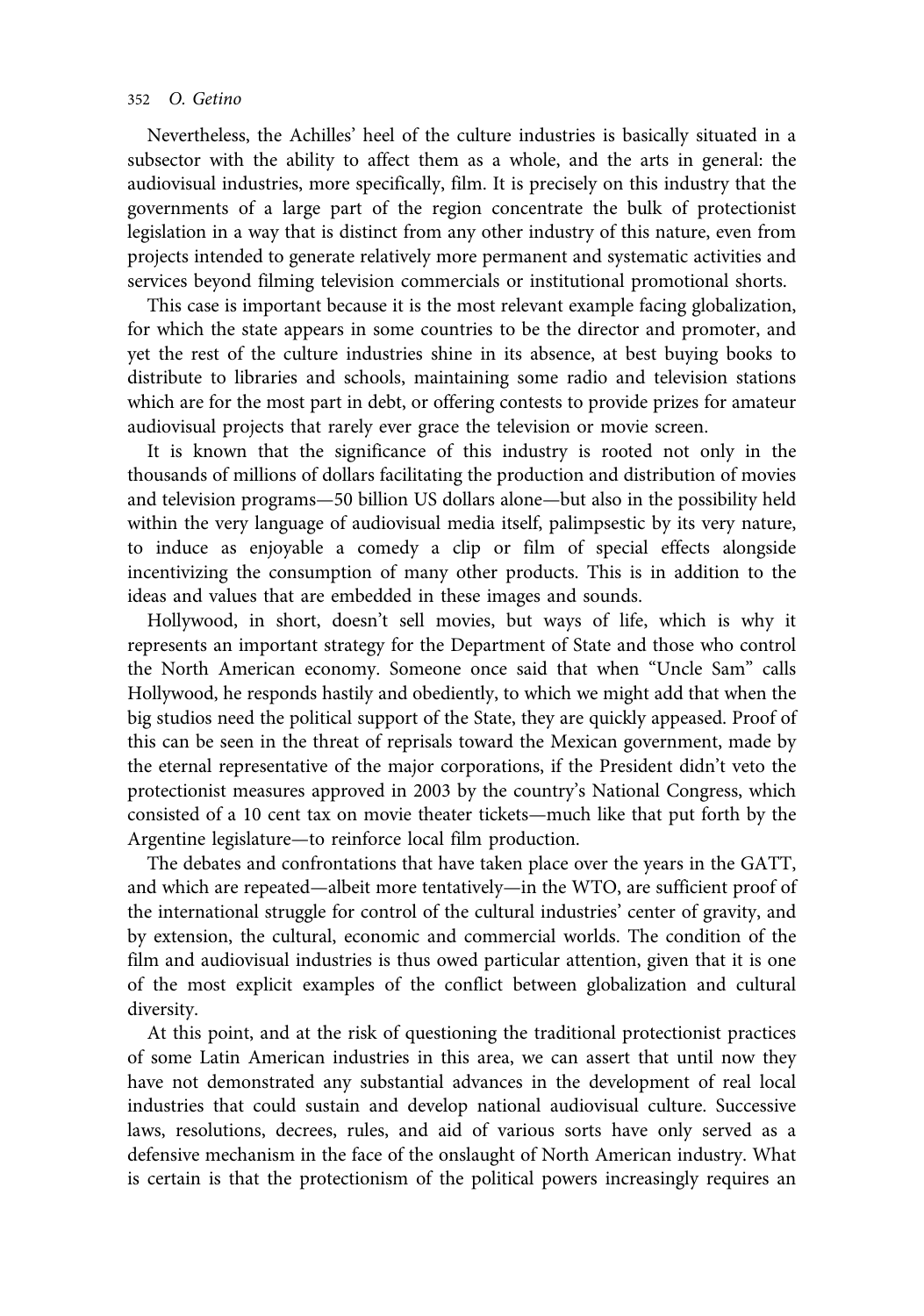Nevertheless, the Achilles' heel of the culture industries is basically situated in a subsector with the ability to affect them as a whole, and the arts in general: the audiovisual industries, more specifically, film. It is precisely on this industry that the governments of a large part of the region concentrate the bulk of protectionist legislation in a way that is distinct from any other industry of this nature, even from projects intended to generate relatively more permanent and systematic activities and services beyond filming television commercials or institutional promotional shorts.

This case is important because it is the most relevant example facing globalization, for which the state appears in some countries to be the director and promoter, and yet the rest of the culture industries shine in its absence, at best buying books to distribute to libraries and schools, maintaining some radio and television stations which are for the most part in debt, or offering contests to provide prizes for amateur audiovisual projects that rarely ever grace the television or movie screen.

It is known that the significance of this industry is rooted not only in the thousands of millions of dollars facilitating the production and distribution of movies and television programs—50 billion US dollars alone—but also in the possibility held within the very language of audiovisual media itself, palimpsestic by its very nature, to induce as enjoyable a comedy a clip or film of special effects alongside incentivizing the consumption of many other products. This is in addition to the ideas and values that are embedded in these images and sounds.

Hollywood, in short, doesn't sell movies, but ways of life, which is why it represents an important strategy for the Department of State and those who control the North American economy. Someone once said that when "Uncle Sam" calls Hollywood, he responds hastily and obediently, to which we might add that when the big studios need the political support of the State, they are quickly appeased. Proof of this can be seen in the threat of reprisals toward the Mexican government, made by the eternal representative of the major corporations, if the President didn't veto the protectionist measures approved in 2003 by the country's National Congress, which consisted of a 10 cent tax on movie theater tickets—much like that put forth by the Argentine legislature—to reinforce local film production.

The debates and confrontations that have taken place over the years in the GATT, and which are repeated—albeit more tentatively—in the WTO, are sufficient proof of the international struggle for control of the cultural industries' center of gravity, and by extension, the cultural, economic and commercial worlds. The condition of the film and audiovisual industries is thus owed particular attention, given that it is one of the most explicit examples of the conflict between globalization and cultural diversity.

At this point, and at the risk of questioning the traditional protectionist practices of some Latin American industries in this area, we can assert that until now they have not demonstrated any substantial advances in the development of real local industries that could sustain and develop national audiovisual culture. Successive laws, resolutions, decrees, rules, and aid of various sorts have only served as a defensive mechanism in the face of the onslaught of North American industry. What is certain is that the protectionism of the political powers increasingly requires an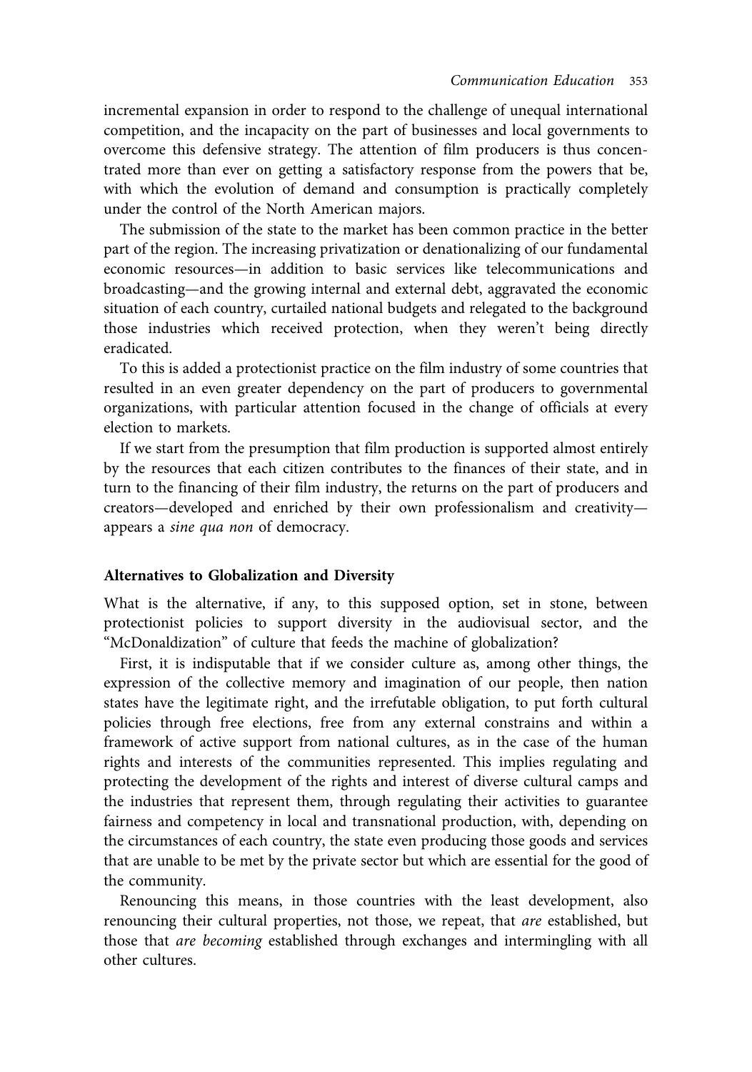incremental expansion in order to respond to the challenge of unequal international competition, and the incapacity on the part of businesses and local governments to overcome this defensive strategy. The attention of film producers is thus concentrated more than ever on getting a satisfactory response from the powers that be, with which the evolution of demand and consumption is practically completely under the control of the North American majors.

The submission of the state to the market has been common practice in the better part of the region. The increasing privatization or denationalizing of our fundamental economic resources—in addition to basic services like telecommunications and broadcasting—and the growing internal and external debt, aggravated the economic situation of each country, curtailed national budgets and relegated to the background those industries which received protection, when they weren't being directly eradicated.

To this is added a protectionist practice on the film industry of some countries that resulted in an even greater dependency on the part of producers to governmental organizations, with particular attention focused in the change of officials at every election to markets.

If we start from the presumption that film production is supported almost entirely by the resources that each citizen contributes to the finances of their state, and in turn to the financing of their film industry, the returns on the part of producers and creators—developed and enriched by their own professionalism and creativity—appears a *sine qua non* of democracy.

## Alternatives to Globalization and Diversity

What is the alternative, if any, to this supposed option, set in stone, between protectionist policies to support diversity in the audiovisual sector, and the "McDonaldization" of culture that feeds the machine of globalization?

First, it is indisputable that if we consider culture as, among other things, the expression of the collective memory and imagination of our people, then nation states have the legitimate right, and the irrefutable obligation, to put forth cultural policies through free elections, free from any external constrains and within a framework of active support from national cultures, as in the case of the human rights and interests of the communities represented. This implies regulating and protecting the development of the rights and interest of diverse cultural camps and the industries that represent them, through regulating their activities to guarantee fairness and competency in local and transnational production, with, depending on the circumstances of each country, the state even producing those goods and services that are unable to be met by the private sector but which are essential for the good of the community.

Renouncing this means, in those countries with the least development, also renouncing their cultural properties, not those, we repeat, that *are* established, but those that *are becoming* established through exchanges and intermingling with all other cultures.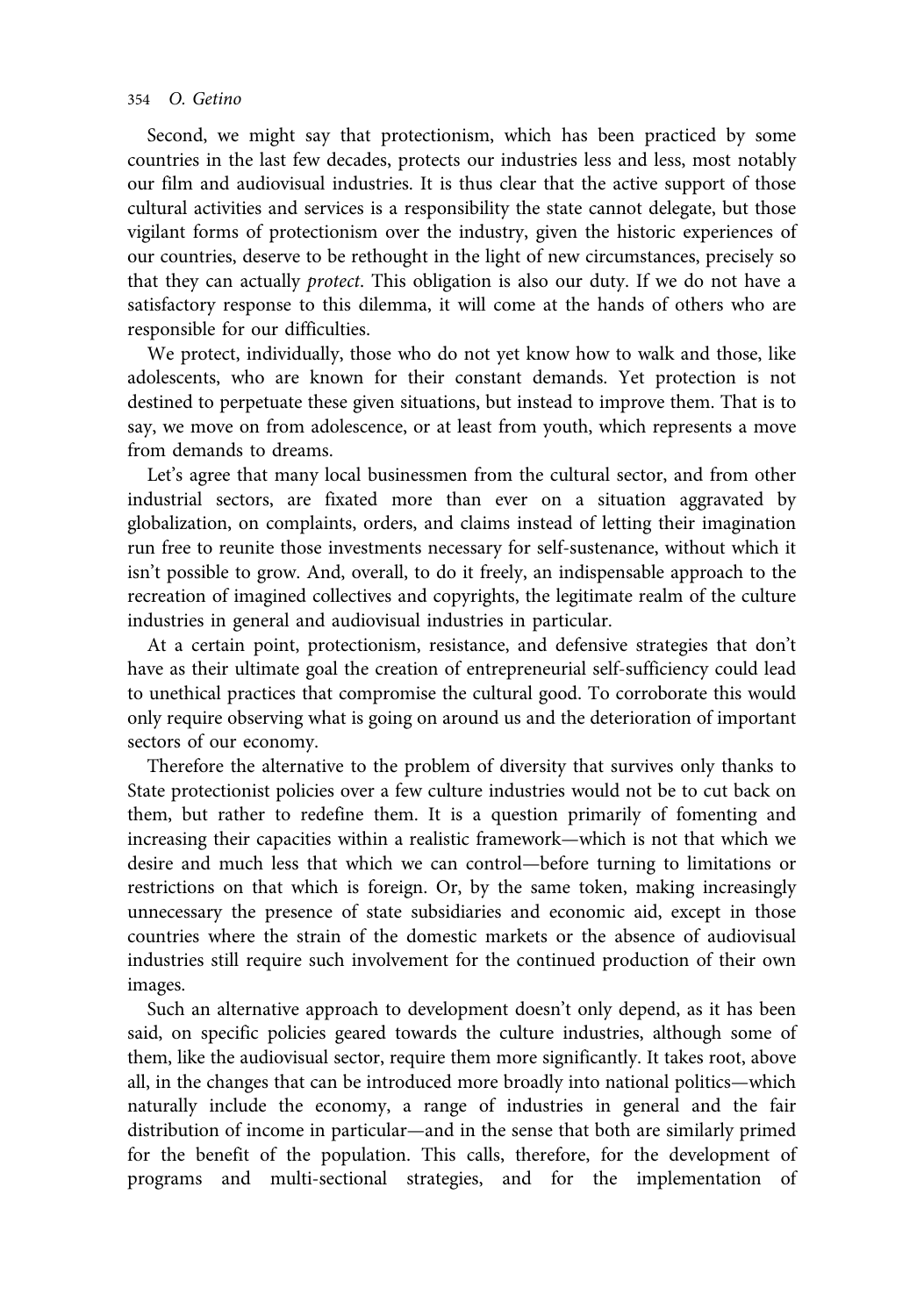Second, we might say that protectionism, which has been practiced by some countries in the last few decades, protects our industries less and less, most notably our film and audiovisual industries. It is thus clear that the active support of those cultural activities and services is a responsibility the state cannot delegate, but those vigilant forms of protectionism over the industry, given the historic experiences of our countries, deserve to be rethought in the light of new circumstances, precisely so that they can actually *protect*. This obligation is also our duty. If we do not have a satisfactory response to this dilemma, it will come at the hands of others who are responsible for our difficulties.

We protect, individually, those who do not yet know how to walk and those, like adolescents, who are known for their constant demands. Yet protection is not destined to perpetuate these given situations, but instead to improve them. That is to say, we move on from adolescence, or at least from youth, which represents a move from demands to dreams.

Let's agree that many local businessmen from the cultural sector, and from other industrial sectors, are fixated more than ever on a situation aggravated by globalization, on complaints, orders, and claims instead of letting their imagination run free to reunite those investments necessary for self-sustenance, without which it isn't possible to grow. And, overall, to do it freely, an indispensable approach to the recreation of imagined collectives and copyrights, the legitimate realm of the culture industries in general and audiovisual industries in particular.

At a certain point, protectionism, resistance, and defensive strategies that don't have as their ultimate goal the creation of entrepreneurial self-sufficiency could lead to unethical practices that compromise the cultural good. To corroborate this would only require observing what is going on around us and the deterioration of important sectors of our economy.

Therefore the alternative to the problem of diversity that survives only thanks to State protectionist policies over a few culture industries would not be to cut back on them, but rather to redefine them. It is a question primarily of fomenting and increasing their capacities within a realistic framework—which is not that which we desire and much less that which we can control—before turning to limitations or restrictions on that which is foreign. Or, by the same token, making increasingly unnecessary the presence of state subsidiaries and economic aid, except in those countries where the strain of the domestic markets or the absence of audiovisual industries still require such involvement for the continued production of their own images.

Such an alternative approach to development doesn't only depend, as it has been said, on specific policies geared towards the culture industries, although some of them, like the audiovisual sector, require them more significantly. It takes root, above all, in the changes that can be introduced more broadly into national politics—which naturally include the economy, a range of industries in general and the fair distribution of income in particular—and in the sense that both are similarly primed for the benefit of the population. This calls, therefore, for the development of programs and multi-sectional strategies, and for the implementation of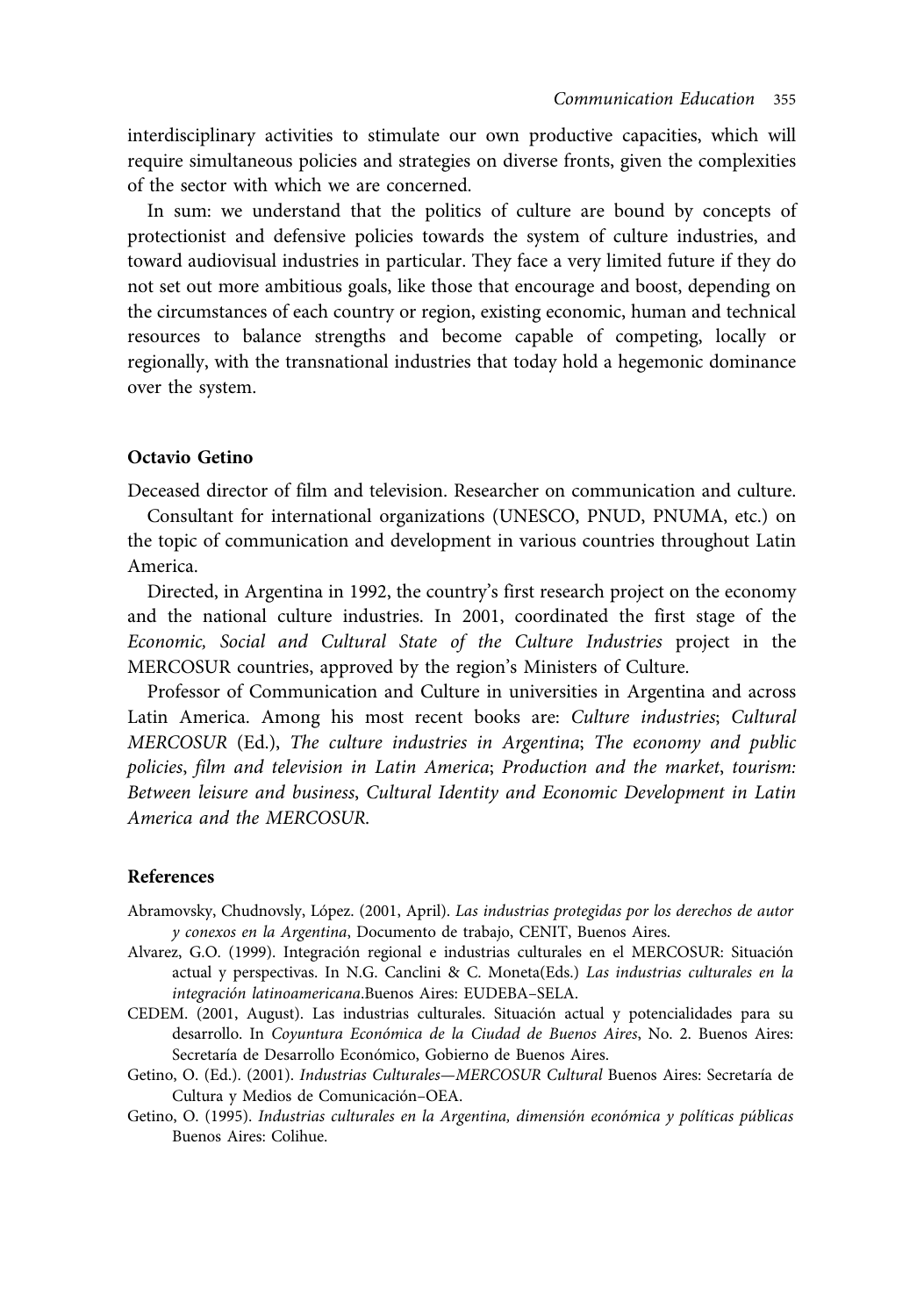interdisciplinary activities to stimulate our own productive capacities, which will require simultaneous policies and strategies on diverse fronts, given the complexities of the sector with which we are concerned.

In sum: we understand that the politics of culture are bound by concepts of protectionist and defensive policies towards the system of culture industries, and toward audiovisual industries in particular. They face a very limited future if they do not set out more ambitious goals, like those that encourage and boost, depending on the circumstances of each country or region, existing economic, human and technical resources to balance strengths and become capable of competing, locally or regionally, with the transnational industries that today hold a hegemonic dominance over the system.

### Octavio Getino

Deceased director of film and television. Researcher on communication and culture.

Consultant for international organizations (UNESCO, PNUD, PNUMA, etc.) on the topic of communication and development in various countries throughout Latin America.

Directed, in Argentina in 1992, the country's first research project on the economy and the national culture industries. In 2001, coordinated the first stage of the *Economic, Social and Cultural State of the Culture Industries* project in the MERCOSUR countries, approved by the region's Ministers of Culture.

Professor of Communication and Culture in universities in Argentina and across Latin America. Among his most recent books are: *Culture industries*; *Cultural MERCOSUR* (Ed.), *The culture industries in Argentina*; *The economy and public policies*, *film and television in Latin America*; *Production and the market*, *tourism: Between leisure and business*, *Cultural Identity and Economic Development in Latin America and the MERCOSUR*.

### References

Abramovsky, Chudnovsly, López. (2001, April). *Las industrias protegidas por los derechos de autor y conexos en la Argentina*, Documento de trabajo, CENIT, Buenos Aires.

Alvarez, G.O. (1999). Integración regional e industrias culturales en el MERCOSUR: Situación actual y perspectivas. In N.G. Canclini & C. Moneta(Eds.) *Las industrias culturales en la integración latinoamericana*.Buenos Aires: EUDEBA–SELA.

CEDEM. (2001, August). Las industrias culturales. Situación actual y potencialidades para su desarrollo. In *Coyuntura Económica de la Ciudad de Buenos Aires*, No. 2. Buenos Aires: Secretaría de Desarrollo Económico, Gobierno de Buenos Aires.

Getino, O. (Ed.). (2001). *Industrias Culturales—MERCOSUR Cultural* Buenos Aires: Secretaría de Cultura y Medios de Comunicación–OEA.

Getino, O. (1995). *Industrias culturales en la Argentina, dimensión económica y políticas públicas* Buenos Aires: Colihue.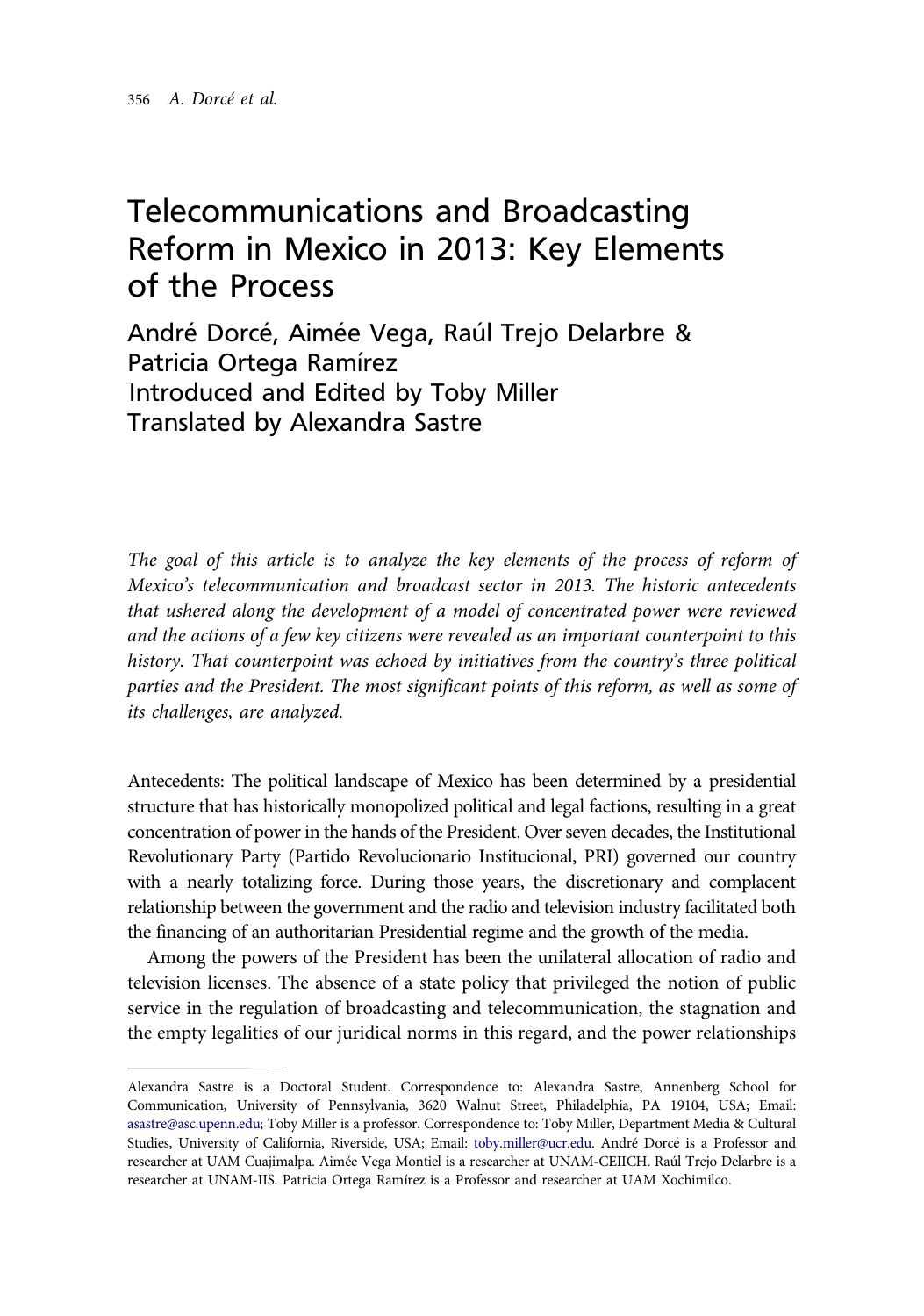# Telecommunications and Broadcasting Reform in Mexico in 2013: Key Elements of the Process

André Dorcé, Aimée Vega, Raúl Trejo Delarbre & Patricia Ortega Ramírez
Introduced and Edited by Toby Miller
Translated by Alexandra Sastre

*The goal of this article is to analyze the key elements of the process of reform of Mexico's telecommunication and broadcast sector in 2013. The historic antecedents that ushered along the development of a model of concentrated power were reviewed and the actions of a few key citizens were revealed as an important counterpoint to this history. That counterpoint was echoed by initiatives from the country's three political parties and the President. The most significant points of this reform, as well as some of its challenges, are analyzed.*

Antecedents: The political landscape of Mexico has been determined by a presidential structure that has historically monopolized political and legal factions, resulting in a great concentration of power in the hands of the President. Over seven decades, the Institutional Revolutionary Party (Partido Revolucionario Institucional, PRI) governed our country with a nearly totalizing force. During those years, the discretionary and complacent relationship between the government and the radio and television industry facilitated both the financing of an authoritarian Presidential regime and the growth of the media.

Among the powers of the President has been the unilateral allocation of radio and television licenses. The absence of a state policy that privileged the notion of public service in the regulation of broadcasting and telecommunication, the stagnation and the empty legalities of our juridical norms in this regard, and the power relationships

---

Alexandra Sastre is a Doctoral Student. Correspondence to: Alexandra Sastre, Annenberg School for Communication, University of Pennsylvania, 3620 Walnut Street, Philadelphia, PA 19104, USA; Email: asastre@asc.upenn.edu; Toby Miller is a professor. Correspondence to: Toby Miller, Department Media & Cultural Studies, University of California, Riverside, USA; Email: toby.miller@ucr.edu. André Dorcé is a Professor and researcher at UAM Cuajimalpa. Aimée Vega Montiel is a researcher at UNAM-CEIICH. Raúl Trejo Delarbre is a researcher at UNAM-IIS. Patricia Ortega Ramírez is a Professor and researcher at UAM Xochimilco.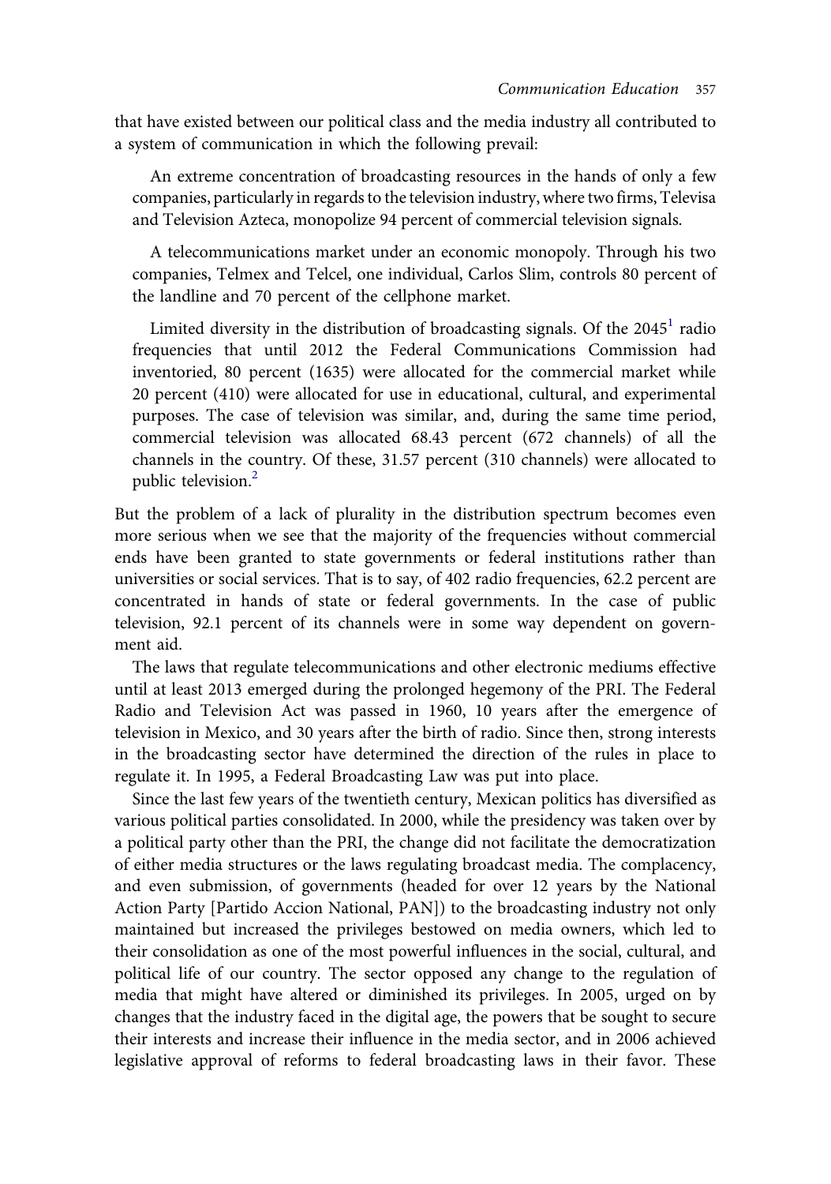that have existed between our political class and the media industry all contributed to a system of communication in which the following prevail:

> An extreme concentration of broadcasting resources in the hands of only a few companies, particularly in regards to the television industry, where two firms, Televisa and Television Azteca, monopolize 94 percent of commercial television signals.
>
> A telecommunications market under an economic monopoly. Through his two companies, Telmex and Telcel, one individual, Carlos Slim, controls 80 percent of the landline and 70 percent of the cellphone market.
>
> Limited diversity in the distribution of broadcasting signals. Of the 2045[1] radio frequencies that until 2012 the Federal Communications Commission had inventoried, 80 percent (1635) were allocated for the commercial market while 20 percent (410) were allocated for use in educational, cultural, and experimental purposes. The case of television was similar, and, during the same time period, commercial television was allocated 68.43 percent (672 channels) of all the channels in the country. Of these, 31.57 percent (310 channels) were allocated to public television.[2]

But the problem of a lack of plurality in the distribution spectrum becomes even more serious when we see that the majority of the frequencies without commercial ends have been granted to state governments or federal institutions rather than universities or social services. That is to say, of 402 radio frequencies, 62.2 percent are concentrated in hands of state or federal governments. In the case of public television, 92.1 percent of its channels were in some way dependent on government aid.

The laws that regulate telecommunications and other electronic mediums effective until at least 2013 emerged during the prolonged hegemony of the PRI. The Federal Radio and Television Act was passed in 1960, 10 years after the emergence of television in Mexico, and 30 years after the birth of radio. Since then, strong interests in the broadcasting sector have determined the direction of the rules in place to regulate it. In 1995, a Federal Broadcasting Law was put into place.

Since the last few years of the twentieth century, Mexican politics has diversified as various political parties consolidated. In 2000, while the presidency was taken over by a political party other than the PRI, the change did not facilitate the democratization of either media structures or the laws regulating broadcast media. The complacency, and even submission, of governments (headed for over 12 years by the National Action Party [Partido Accion National, PAN]) to the broadcasting industry not only maintained but increased the privileges bestowed on media owners, which led to their consolidation as one of the most powerful influences in the social, cultural, and political life of our country. The sector opposed any change to the regulation of media that might have altered or diminished its privileges. In 2005, urged on by changes that the industry faced in the digital age, the powers that be sought to secure their interests and increase their influence in the media sector, and in 2006 achieved legislative approval of reforms to federal broadcasting laws in their favor. These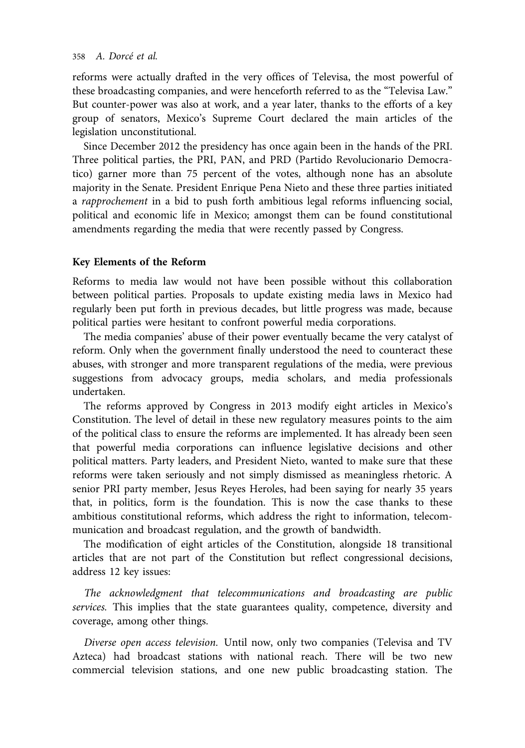reforms were actually drafted in the very offices of Televisa, the most powerful of these broadcasting companies, and were henceforth referred to as the "Televisa Law." But counter-power was also at work, and a year later, thanks to the efforts of a key group of senators, Mexico's Supreme Court declared the main articles of the legislation unconstitutional.

Since December 2012 the presidency has once again been in the hands of the PRI. Three political parties, the PRI, PAN, and PRD (Partido Revolucionario Democratico) garner more than 75 percent of the votes, although none has an absolute majority in the Senate. President Enrique Pena Nieto and these three parties initiated a *rapprochement* in a bid to push forth ambitious legal reforms influencing social, political and economic life in Mexico; amongst them can be found constitutional amendments regarding the media that were recently passed by Congress.

## Key Elements of the Reform

Reforms to media law would not have been possible without this collaboration between political parties. Proposals to update existing media laws in Mexico had regularly been put forth in previous decades, but little progress was made, because political parties were hesitant to confront powerful media corporations.

The media companies' abuse of their power eventually became the very catalyst of reform. Only when the government finally understood the need to counteract these abuses, with stronger and more transparent regulations of the media, were previous suggestions from advocacy groups, media scholars, and media professionals undertaken.

The reforms approved by Congress in 2013 modify eight articles in Mexico's Constitution. The level of detail in these new regulatory measures points to the aim of the political class to ensure the reforms are implemented. It has already been seen that powerful media corporations can influence legislative decisions and other political matters. Party leaders, and President Nieto, wanted to make sure that these reforms were taken seriously and not simply dismissed as meaningless rhetoric. A senior PRI party member, Jesus Reyes Heroles, had been saying for nearly 35 years that, in politics, form is the foundation. This is now the case thanks to these ambitious constitutional reforms, which address the right to information, telecommunication and broadcast regulation, and the growth of bandwidth.

The modification of eight articles of the Constitution, alongside 18 transitional articles that are not part of the Constitution but reflect congressional decisions, address 12 key issues:

*The acknowledgment that telecommunications and broadcasting are public services.* This implies that the state guarantees quality, competence, diversity and coverage, among other things.

*Diverse open access television.* Until now, only two companies (Televisa and TV Azteca) had broadcast stations with national reach. There will be two new commercial television stations, and one new public broadcasting station. The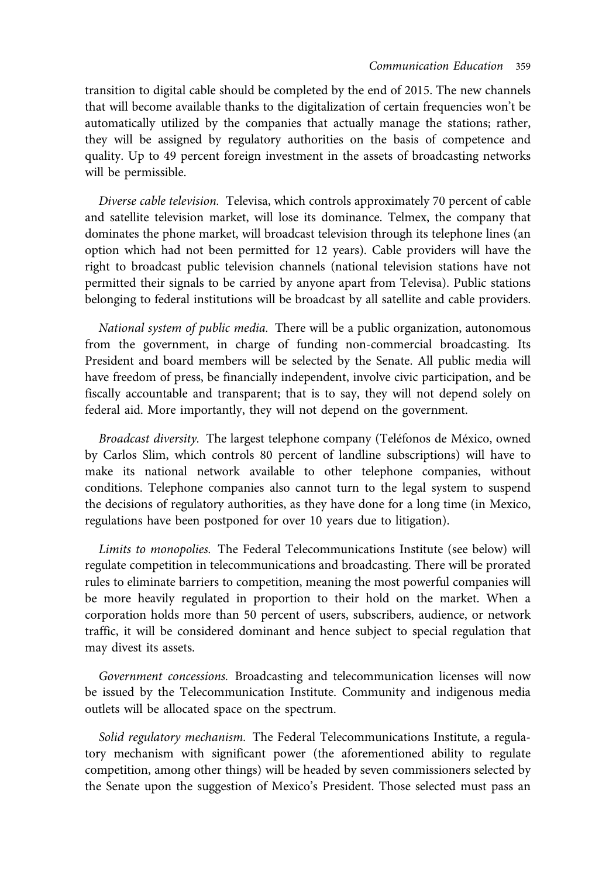transition to digital cable should be completed by the end of 2015. The new channels that will become available thanks to the digitalization of certain frequencies won't be automatically utilized by the companies that actually manage the stations; rather, they will be assigned by regulatory authorities on the basis of competence and quality. Up to 49 percent foreign investment in the assets of broadcasting networks will be permissible.

*Diverse cable television.* Televisa, which controls approximately 70 percent of cable and satellite television market, will lose its dominance. Telmex, the company that dominates the phone market, will broadcast television through its telephone lines (an option which had not been permitted for 12 years). Cable providers will have the right to broadcast public television channels (national television stations have not permitted their signals to be carried by anyone apart from Televisa). Public stations belonging to federal institutions will be broadcast by all satellite and cable providers.

*National system of public media.* There will be a public organization, autonomous from the government, in charge of funding non-commercial broadcasting. Its President and board members will be selected by the Senate. All public media will have freedom of press, be financially independent, involve civic participation, and be fiscally accountable and transparent; that is to say, they will not depend solely on federal aid. More importantly, they will not depend on the government.

*Broadcast diversity.* The largest telephone company (Teléfonos de México, owned by Carlos Slim, which controls 80 percent of landline subscriptions) will have to make its national network available to other telephone companies, without conditions. Telephone companies also cannot turn to the legal system to suspend the decisions of regulatory authorities, as they have done for a long time (in Mexico, regulations have been postponed for over 10 years due to litigation).

*Limits to monopolies.* The Federal Telecommunications Institute (see below) will regulate competition in telecommunications and broadcasting. There will be prorated rules to eliminate barriers to competition, meaning the most powerful companies will be more heavily regulated in proportion to their hold on the market. When a corporation holds more than 50 percent of users, subscribers, audience, or network traffic, it will be considered dominant and hence subject to special regulation that may divest its assets.

*Government concessions.* Broadcasting and telecommunication licenses will now be issued by the Telecommunication Institute. Community and indigenous media outlets will be allocated space on the spectrum.

*Solid regulatory mechanism.* The Federal Telecommunications Institute, a regulatory mechanism with significant power (the aforementioned ability to regulate competition, among other things) will be headed by seven commissioners selected by the Senate upon the suggestion of Mexico's President. Those selected must pass an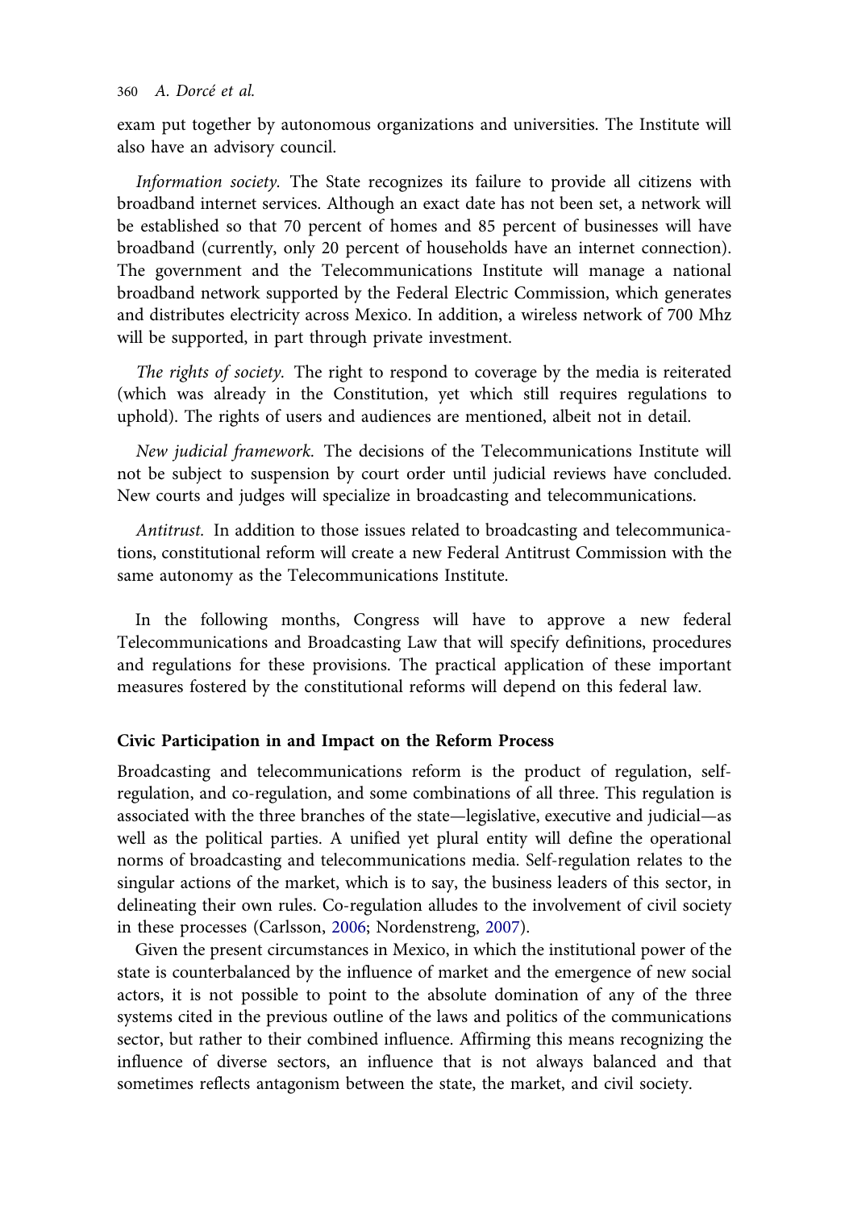exam put together by autonomous organizations and universities. The Institute will also have an advisory council.

*Information society.* The State recognizes its failure to provide all citizens with broadband internet services. Although an exact date has not been set, a network will be established so that 70 percent of homes and 85 percent of businesses will have broadband (currently, only 20 percent of households have an internet connection). The government and the Telecommunications Institute will manage a national broadband network supported by the Federal Electric Commission, which generates and distributes electricity across Mexico. In addition, a wireless network of 700 Mhz will be supported, in part through private investment.

*The rights of society.* The right to respond to coverage by the media is reiterated (which was already in the Constitution, yet which still requires regulations to uphold). The rights of users and audiences are mentioned, albeit not in detail.

*New judicial framework.* The decisions of the Telecommunications Institute will not be subject to suspension by court order until judicial reviews have concluded. New courts and judges will specialize in broadcasting and telecommunications.

*Antitrust.* In addition to those issues related to broadcasting and telecommunications, constitutional reform will create a new Federal Antitrust Commission with the same autonomy as the Telecommunications Institute.

In the following months, Congress will have to approve a new federal Telecommunications and Broadcasting Law that will specify definitions, procedures and regulations for these provisions. The practical application of these important measures fostered by the constitutional reforms will depend on this federal law.

## Civic Participation in and Impact on the Reform Process

Broadcasting and telecommunications reform is the product of regulation, self-regulation, and co-regulation, and some combinations of all three. This regulation is associated with the three branches of the state—legislative, executive and judicial—as well as the political parties. A unified yet plural entity will define the operational norms of broadcasting and telecommunications media. Self-regulation relates to the singular actions of the market, which is to say, the business leaders of this sector, in delineating their own rules. Co-regulation alludes to the involvement of civil society in these processes (Carlsson, 2006; Nordenstreng, 2007).

Given the present circumstances in Mexico, in which the institutional power of the state is counterbalanced by the influence of market and the emergence of new social actors, it is not possible to point to the absolute domination of any of the three systems cited in the previous outline of the laws and politics of the communications sector, but rather to their combined influence. Affirming this means recognizing the influence of diverse sectors, an influence that is not always balanced and that sometimes reflects antagonism between the state, the market, and civil society.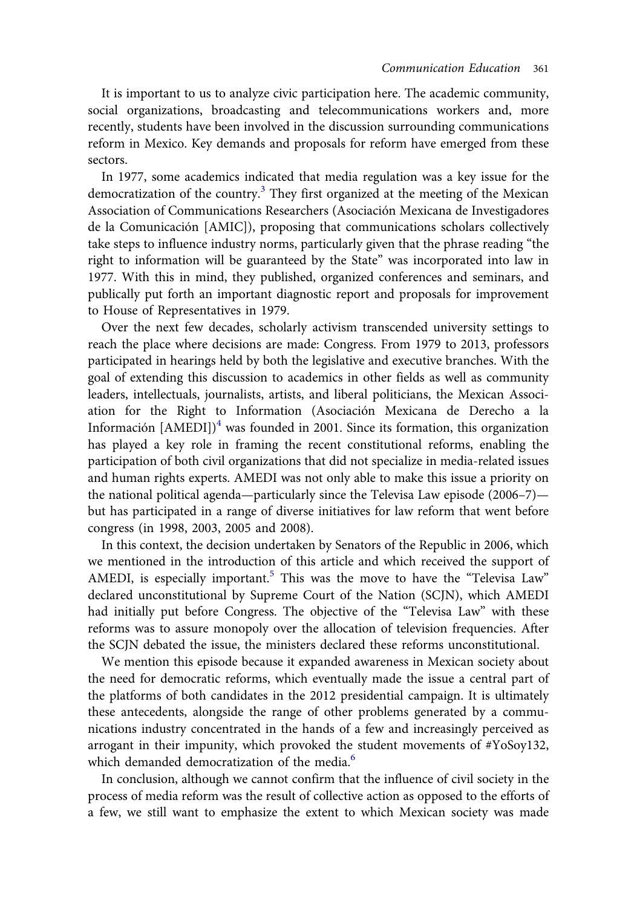It is important to us to analyze civic participation here. The academic community, social organizations, broadcasting and telecommunications workers and, more recently, students have been involved in the discussion surrounding communications reform in Mexico. Key demands and proposals for reform have emerged from these sectors.

In 1977, some academics indicated that media regulation was a key issue for the democratization of the country.[3] They first organized at the meeting of the Mexican Association of Communications Researchers (Asociación Mexicana de Investigadores de la Comunicación [AMIC]), proposing that communications scholars collectively take steps to influence industry norms, particularly given that the phrase reading "the right to information will be guaranteed by the State" was incorporated into law in 1977. With this in mind, they published, organized conferences and seminars, and publically put forth an important diagnostic report and proposals for improvement to House of Representatives in 1979.

Over the next few decades, scholarly activism transcended university settings to reach the place where decisions are made: Congress. From 1979 to 2013, professors participated in hearings held by both the legislative and executive branches. With the goal of extending this discussion to academics in other fields as well as community leaders, intellectuals, journalists, artists, and liberal politicians, the Mexican Association for the Right to Information (Asociación Mexicana de Derecho a la Información [AMEDI])[4] was founded in 2001. Since its formation, this organization has played a key role in framing the recent constitutional reforms, enabling the participation of both civil organizations that did not specialize in media-related issues and human rights experts. AMEDI was not only able to make this issue a priority on the national political agenda—particularly since the Televisa Law episode (2006–7)—but has participated in a range of diverse initiatives for law reform that went before congress (in 1998, 2003, 2005 and 2008).

In this context, the decision undertaken by Senators of the Republic in 2006, which we mentioned in the introduction of this article and which received the support of AMEDI, is especially important.[5] This was the move to have the "Televisa Law" declared unconstitutional by Supreme Court of the Nation (SCJN), which AMEDI had initially put before Congress. The objective of the "Televisa Law" with these reforms was to assure monopoly over the allocation of television frequencies. After the SCJN debated the issue, the ministers declared these reforms unconstitutional.

We mention this episode because it expanded awareness in Mexican society about the need for democratic reforms, which eventually made the issue a central part of the platforms of both candidates in the 2012 presidential campaign. It is ultimately these antecedents, alongside the range of other problems generated by a communications industry concentrated in the hands of a few and increasingly perceived as arrogant in their impunity, which provoked the student movements of #YoSoy132, which demanded democratization of the media.[6]

In conclusion, although we cannot confirm that the influence of civil society in the process of media reform was the result of collective action as opposed to the efforts of a few, we still want to emphasize the extent to which Mexican society was made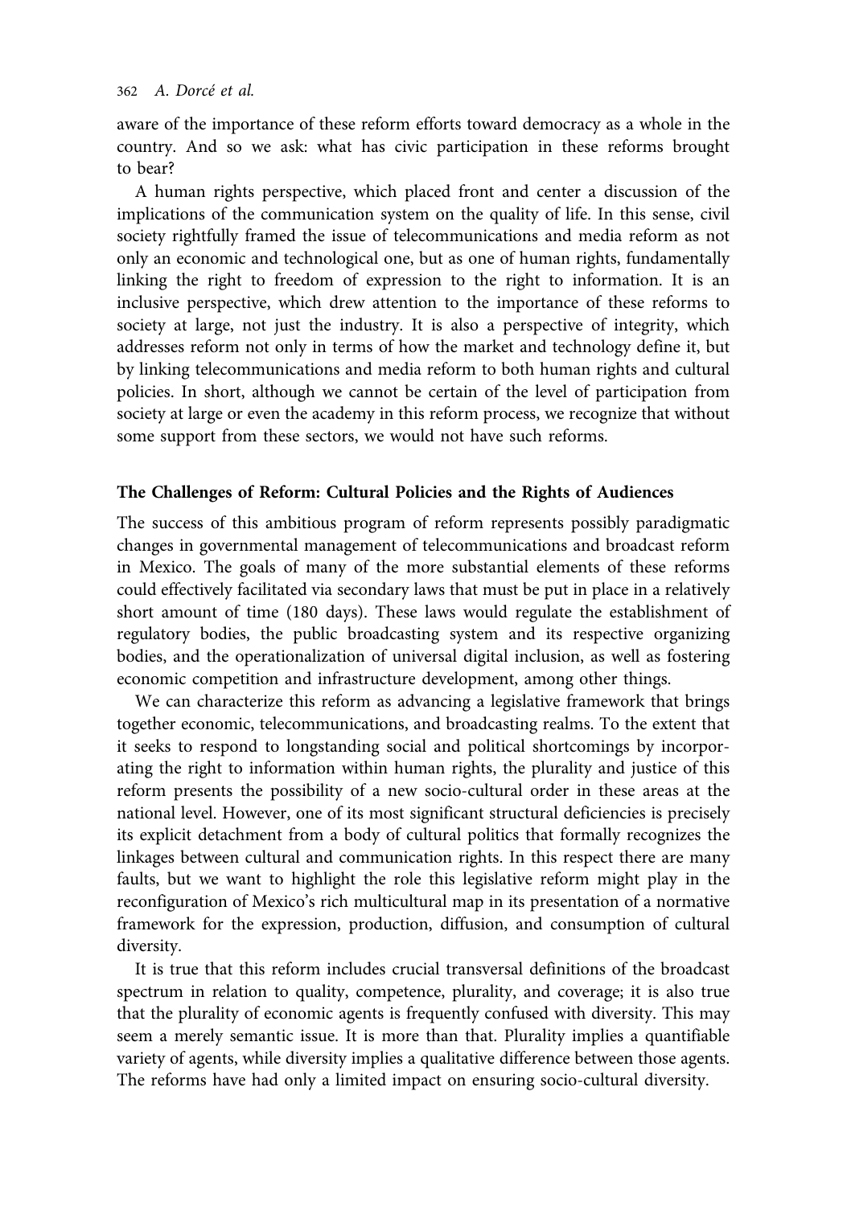aware of the importance of these reform efforts toward democracy as a whole in the country. And so we ask: what has civic participation in these reforms brought to bear?

A human rights perspective, which placed front and center a discussion of the implications of the communication system on the quality of life. In this sense, civil society rightfully framed the issue of telecommunications and media reform as not only an economic and technological one, but as one of human rights, fundamentally linking the right to freedom of expression to the right to information. It is an inclusive perspective, which drew attention to the importance of these reforms to society at large, not just the industry. It is also a perspective of integrity, which addresses reform not only in terms of how the market and technology define it, but by linking telecommunications and media reform to both human rights and cultural policies. In short, although we cannot be certain of the level of participation from society at large or even the academy in this reform process, we recognize that without some support from these sectors, we would not have such reforms.

## The Challenges of Reform: Cultural Policies and the Rights of Audiences

The success of this ambitious program of reform represents possibly paradigmatic changes in governmental management of telecommunications and broadcast reform in Mexico. The goals of many of the more substantial elements of these reforms could effectively facilitated via secondary laws that must be put in place in a relatively short amount of time (180 days). These laws would regulate the establishment of regulatory bodies, the public broadcasting system and its respective organizing bodies, and the operationalization of universal digital inclusion, as well as fostering economic competition and infrastructure development, among other things.

We can characterize this reform as advancing a legislative framework that brings together economic, telecommunications, and broadcasting realms. To the extent that it seeks to respond to longstanding social and political shortcomings by incorporating the right to information within human rights, the plurality and justice of this reform presents the possibility of a new socio-cultural order in these areas at the national level. However, one of its most significant structural deficiencies is precisely its explicit detachment from a body of cultural politics that formally recognizes the linkages between cultural and communication rights. In this respect there are many faults, but we want to highlight the role this legislative reform might play in the reconfiguration of Mexico's rich multicultural map in its presentation of a normative framework for the expression, production, diffusion, and consumption of cultural diversity.

It is true that this reform includes crucial transversal definitions of the broadcast spectrum in relation to quality, competence, plurality, and coverage; it is also true that the plurality of economic agents is frequently confused with diversity. This may seem a merely semantic issue. It is more than that. Plurality implies a quantifiable variety of agents, while diversity implies a qualitative difference between those agents. The reforms have had only a limited impact on ensuring socio-cultural diversity.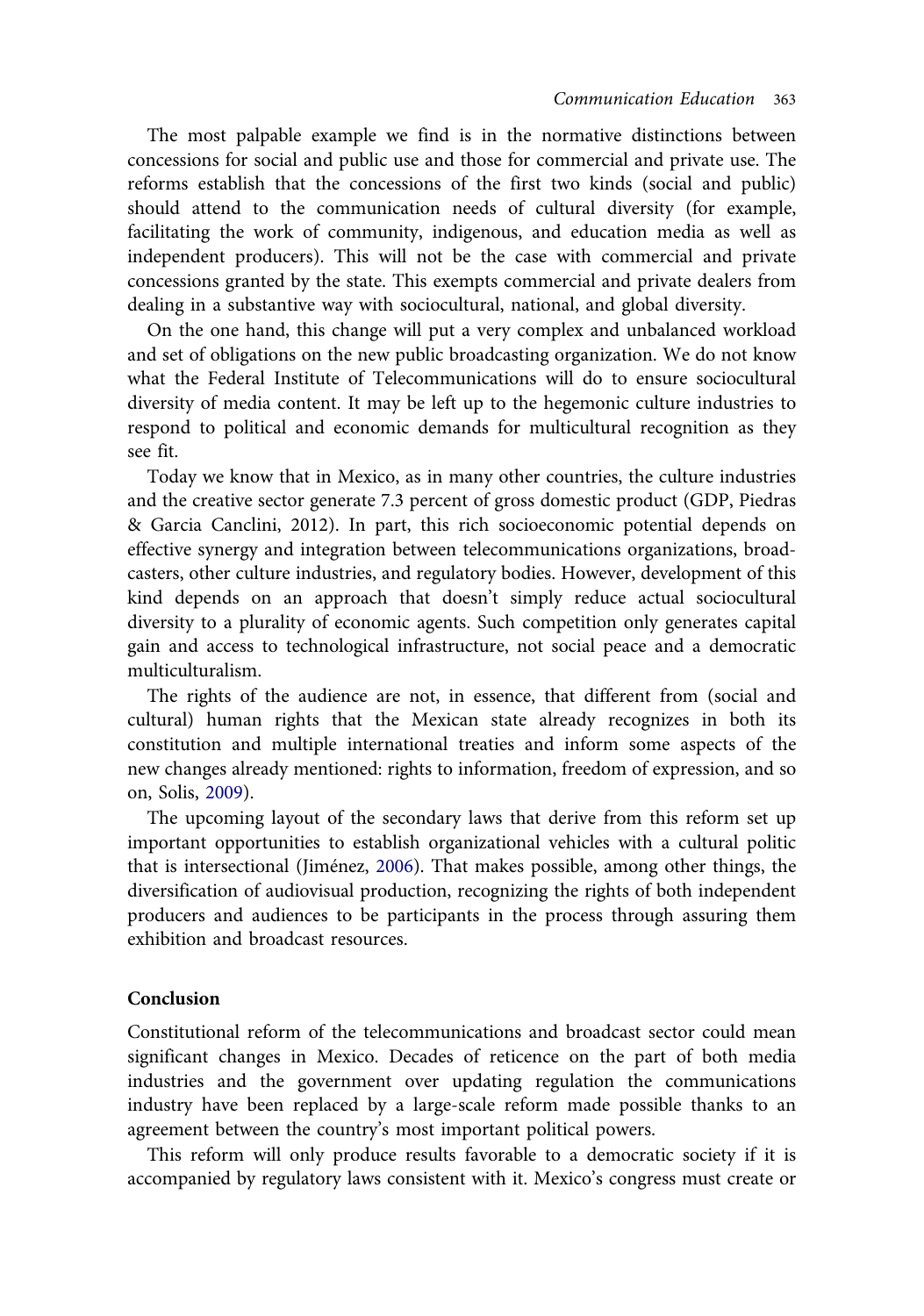The most palpable example we find is in the normative distinctions between concessions for social and public use and those for commercial and private use. The reforms establish that the concessions of the first two kinds (social and public) should attend to the communication needs of cultural diversity (for example, facilitating the work of community, indigenous, and education media as well as independent producers). This will not be the case with commercial and private concessions granted by the state. This exempts commercial and private dealers from dealing in a substantive way with sociocultural, national, and global diversity.

On the one hand, this change will put a very complex and unbalanced workload and set of obligations on the new public broadcasting organization. We do not know what the Federal Institute of Telecommunications will do to ensure sociocultural diversity of media content. It may be left up to the hegemonic culture industries to respond to political and economic demands for multicultural recognition as they see fit.

Today we know that in Mexico, as in many other countries, the culture industries and the creative sector generate 7.3 percent of gross domestic product (GDP, Piedras & Garcia Canclini, 2012). In part, this rich socioeconomic potential depends on effective synergy and integration between telecommunications organizations, broadcasters, other culture industries, and regulatory bodies. However, development of this kind depends on an approach that doesn't simply reduce actual sociocultural diversity to a plurality of economic agents. Such competition only generates capital gain and access to technological infrastructure, not social peace and a democratic multiculturalism.

The rights of the audience are not, in essence, that different from (social and cultural) human rights that the Mexican state already recognizes in both its constitution and multiple international treaties and inform some aspects of the new changes already mentioned: rights to information, freedom of expression, and so on, Solis, 2009).

The upcoming layout of the secondary laws that derive from this reform set up important opportunities to establish organizational vehicles with a cultural politic that is intersectional (Jiménez, 2006). That makes possible, among other things, the diversification of audiovisual production, recognizing the rights of both independent producers and audiences to be participants in the process through assuring them exhibition and broadcast resources.

## Conclusion

Constitutional reform of the telecommunications and broadcast sector could mean significant changes in Mexico. Decades of reticence on the part of both media industries and the government over updating regulation the communications industry have been replaced by a large-scale reform made possible thanks to an agreement between the country's most important political powers.

This reform will only produce results favorable to a democratic society if it is accompanied by regulatory laws consistent with it. Mexico's congress must create or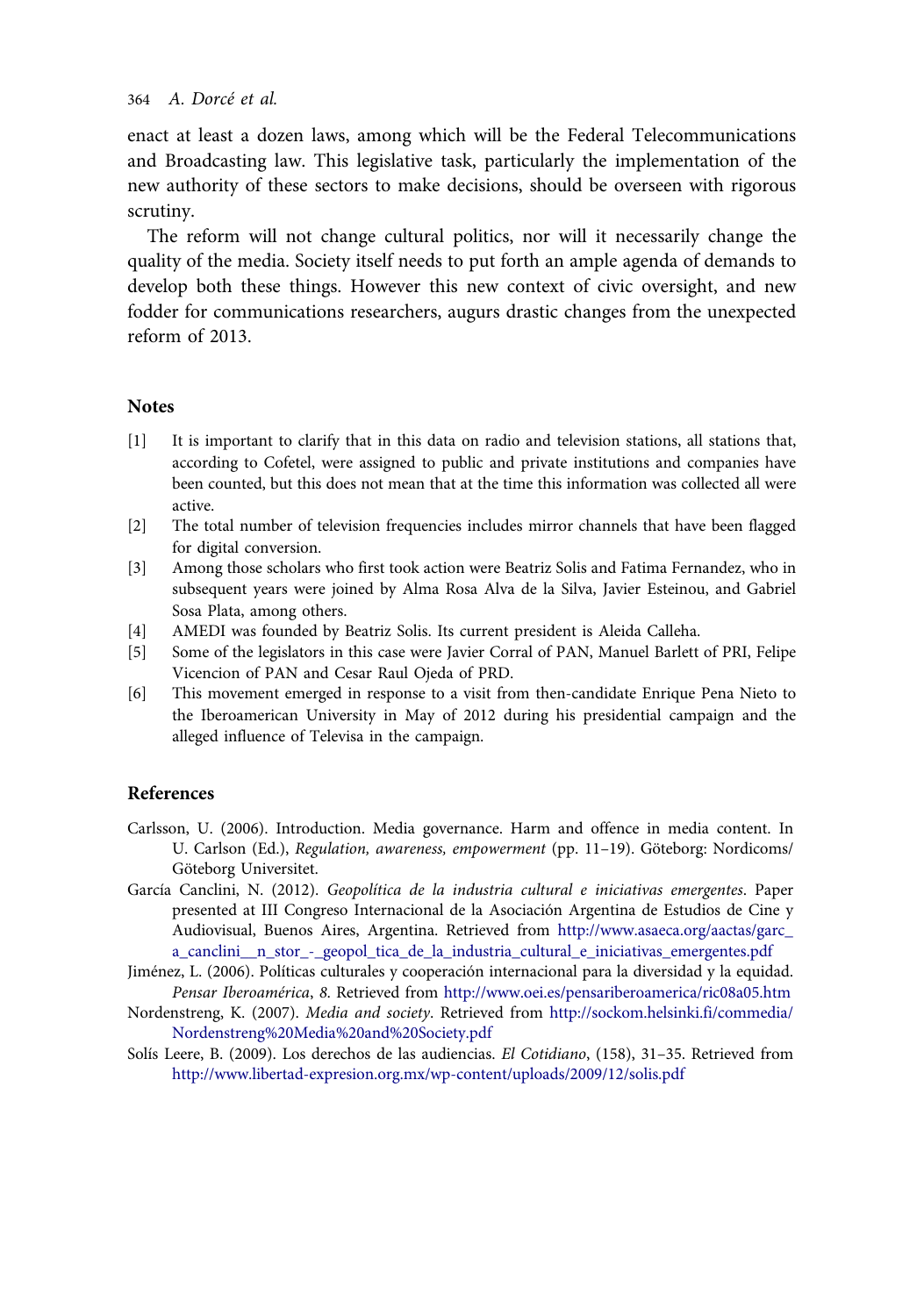enact at least a dozen laws, among which will be the Federal Telecommunications and Broadcasting law. This legislative task, particularly the implementation of the new authority of these sectors to make decisions, should be overseen with rigorous scrutiny.

The reform will not change cultural politics, nor will it necessarily change the quality of the media. Society itself needs to put forth an ample agenda of demands to develop both these things. However this new context of civic oversight, and new fodder for communications researchers, augurs drastic changes from the unexpected reform of 2013.

## Notes

[1] It is important to clarify that in this data on radio and television stations, all stations that, according to Cofetel, were assigned to public and private institutions and companies have been counted, but this does not mean that at the time this information was collected all were active.

[2] The total number of television frequencies includes mirror channels that have been flagged for digital conversion.

[3] Among those scholars who first took action were Beatriz Solis and Fatima Fernandez, who in subsequent years were joined by Alma Rosa Alva de la Silva, Javier Esteinou, and Gabriel Sosa Plata, among others.

[4] AMEDI was founded by Beatriz Solis. Its current president is Aleida Calleha.

[5] Some of the legislators in this case were Javier Corral of PAN, Manuel Barlett of PRI, Felipe Vicencion of PAN and Cesar Raul Ojeda of PRD.

[6] This movement emerged in response to a visit from then-candidate Enrique Pena Nieto to the Iberoamerican University in May of 2012 during his presidential campaign and the alleged influence of Televisa in the campaign.

## References

Carlsson, U. (2006). Introduction. Media governance. Harm and offence in media content. In U. Carlson (Ed.), *Regulation, awareness, empowerment* (pp. 11–19). Göteborg: Nordicoms/Göteborg Universitet.

García Canclini, N. (2012). *Geopolítica de la industria cultural e iniciativas emergentes*. Paper presented at III Congreso Internacional de la Asociación Argentina de Estudios de Cine y Audiovisual, Buenos Aires, Argentina. Retrieved from http://www.asaeca.org/aactas/garc_a_canclini__n_stor_-_geopol_tica_de_la_industria_cultural_e_iniciativas_emergentes.pdf

Jiménez, L. (2006). Políticas culturales y cooperación internacional para la diversidad y la equidad. *Pensar Iberoamérica*, *8*. Retrieved from http://www.oei.es/pensariberoamerica/ric08a05.htm

Nordenstreng, K. (2007). *Media and society*. Retrieved from http://sockom.helsinki.fi/commedia/Nordenstreng%20Media%20and%20Society.pdf

Solís Leere, B. (2009). Los derechos de las audiencias. *El Cotidiano*, (158), 31–35. Retrieved from http://www.libertad-expresion.org.mx/wp-content/uploads/2009/12/solis.pdf